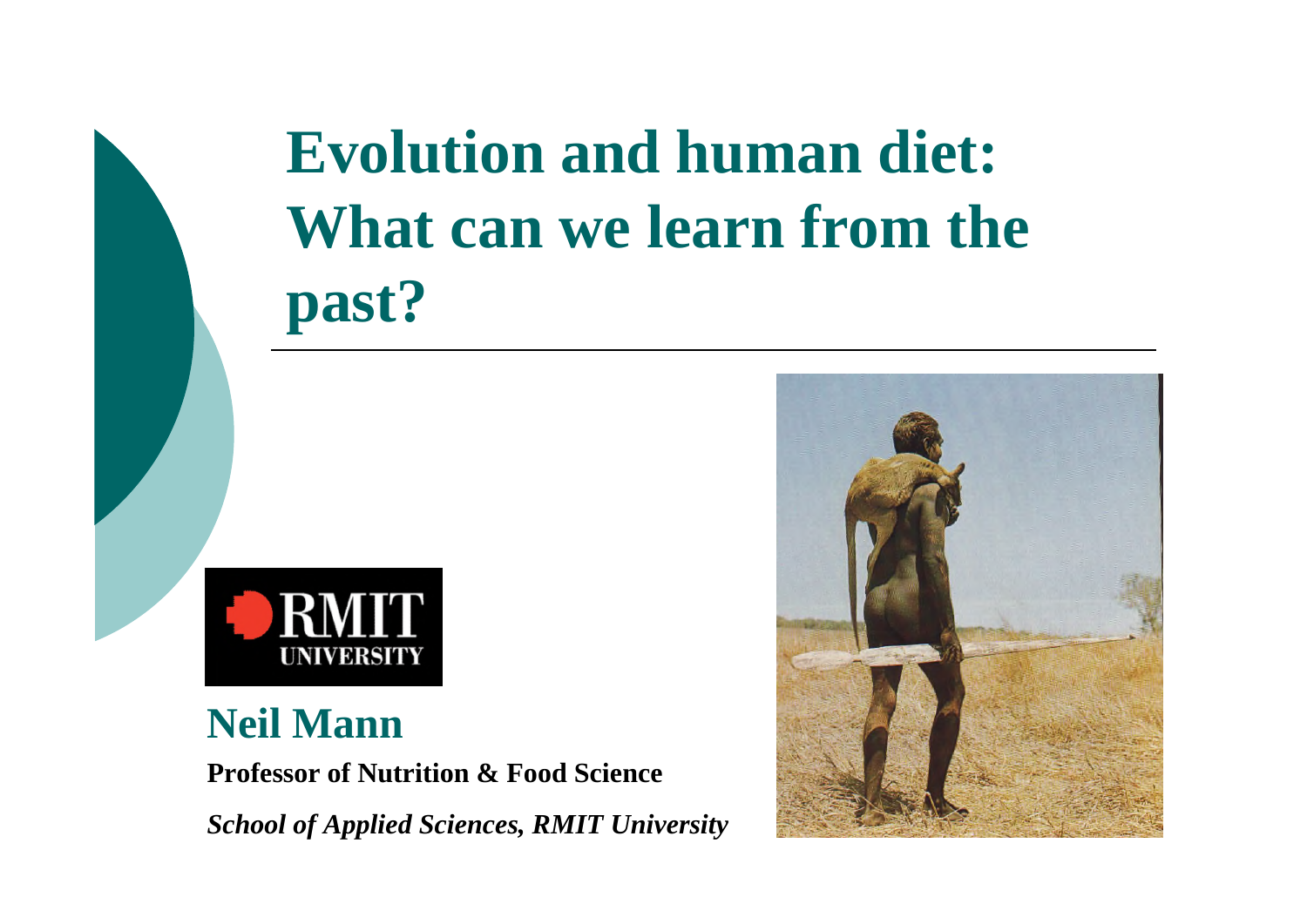# Evolution and human diet: What can we learn from the past?

RMIT UNIVERSITY

**Neil Mann**

**Professor of Nutrition & Food Science**

***School of Applied Sciences, RMIT University***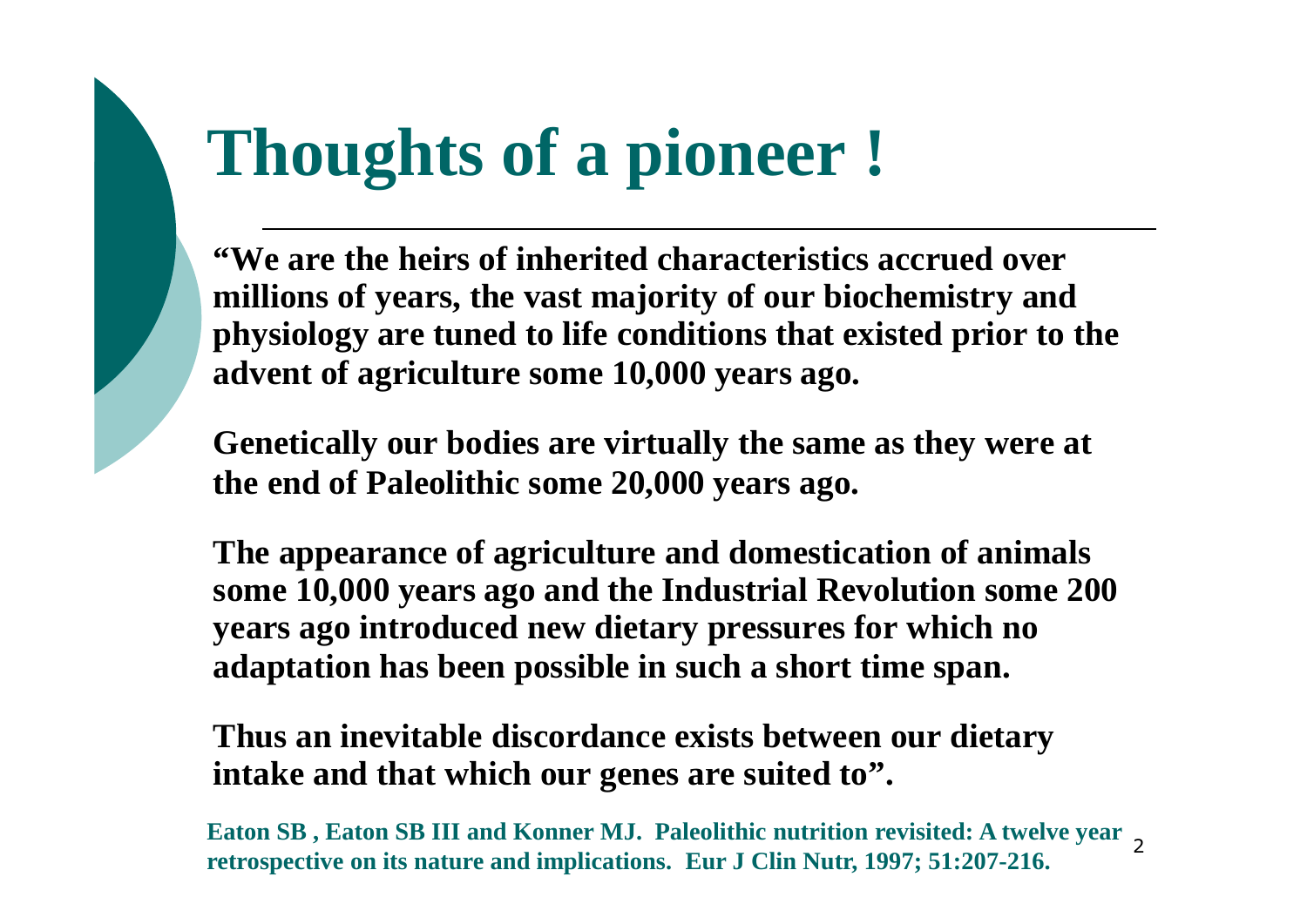# Thoughts of a pioneer !

**"We are the heirs of inherited characteristics accrued over millions of years, the vast majority of our biochemistry and physiology are tuned to life conditions that existed prior to the advent of agriculture some 10,000 years ago.**

**Genetically our bodies are virtually the same as they were at the end of Paleolithic some 20,000 years ago.**

**The appearance of agriculture and domestication of animals some 10,000 years ago and the Industrial Revolution some 200 years ago introduced new dietary pressures for which no adaptation has been possible in such a short time span.**

**Thus an inevitable discordance exists between our dietary intake and that which our genes are suited to".**

**Eaton SB , Eaton SB III and Konner MJ. Paleolithic nutrition revisited: A twelve year retrospective on its nature and implications. Eur J Clin Nutr, 1997; 51:207-216.**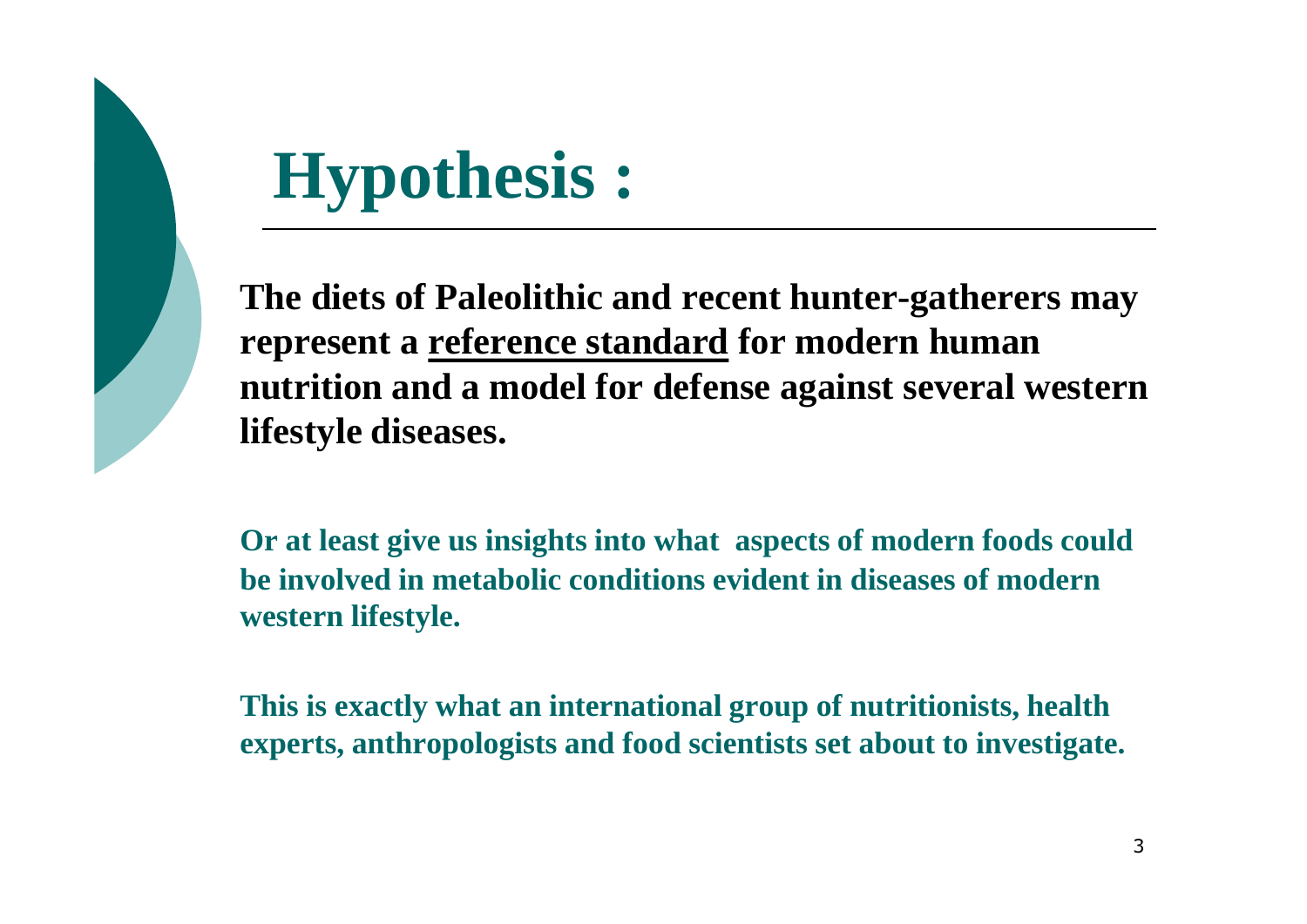# Hypothesis :

**The diets of Paleolithic and recent hunter-gatherers may represent a <u>reference standard</u> for modern human nutrition and a model for defense against several western lifestyle diseases.**

**Or at least give us insights into what aspects of modern foods could be involved in metabolic conditions evident in diseases of modern western lifestyle.**

**This is exactly what an international group of nutritionists, health experts, anthropologists and food scientists set about to investigate.**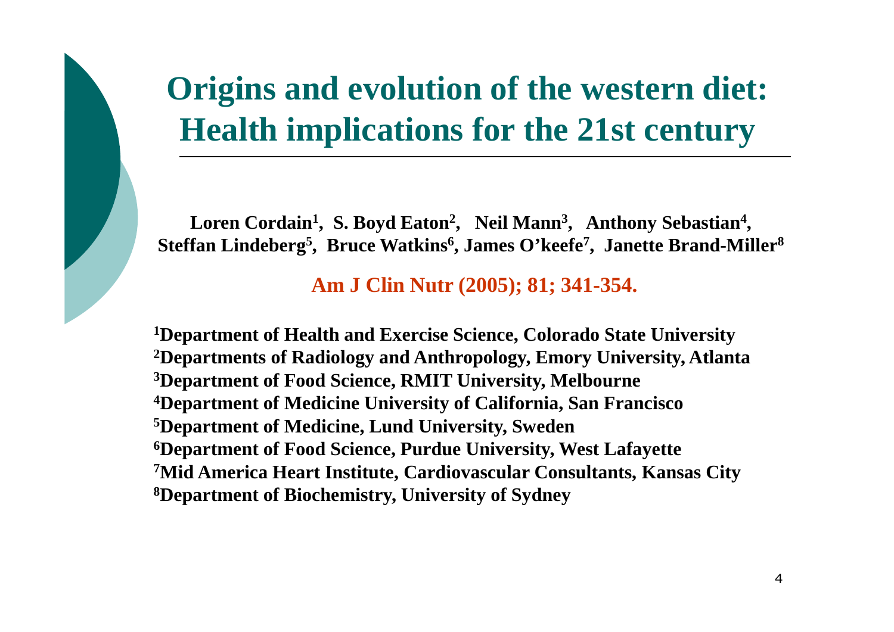# Origins and evolution of the western diet: Health implications for the 21st century

**Loren Cordain[1], S. Boyd Eaton[2], Neil Mann[3], Anthony Sebastian[4], Steffan Lindeberg[5], Bruce Watkins[6], James O'keefe[7], Janette Brand-Miller[8]**

**Am J Clin Nutr (2005); 81; 341-354.**

**[1]Department of Health and Exercise Science, Colorado State University**
**[2]Departments of Radiology and Anthropology, Emory University, Atlanta**
**[3]Department of Food Science, RMIT University, Melbourne**
**[4]Department of Medicine University of California, San Francisco**
**[5]Department of Medicine, Lund University, Sweden**
**[6]Department of Food Science, Purdue University, West Lafayette**
**[7]Mid America Heart Institute, Cardiovascular Consultants, Kansas City**
**[8]Department of Biochemistry, University of Sydney**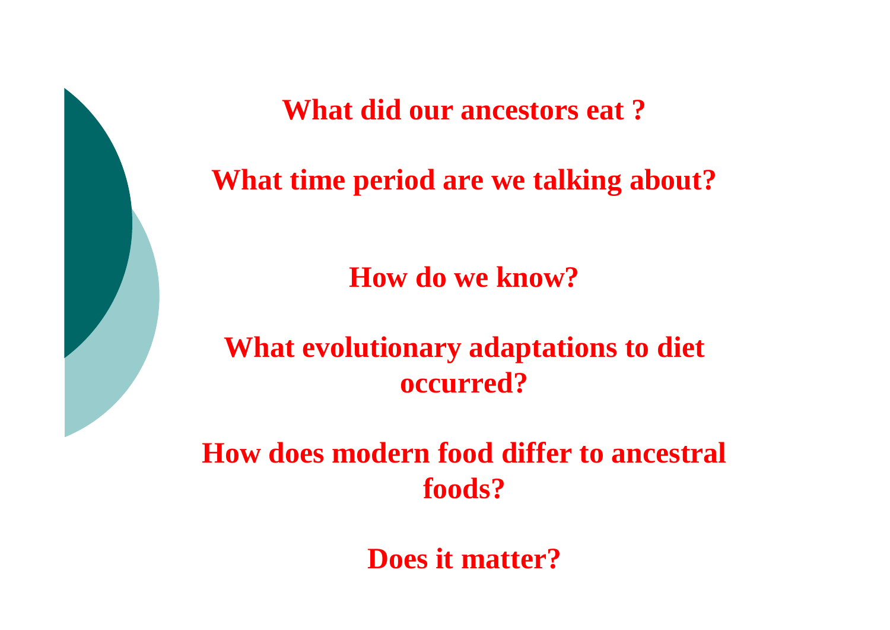**What did our ancestors eat ?**

**What time period are we talking about?**

**How do we know?**

**What evolutionary adaptations to diet occurred?**

**How does modern food differ to ancestral foods?**

**Does it matter?**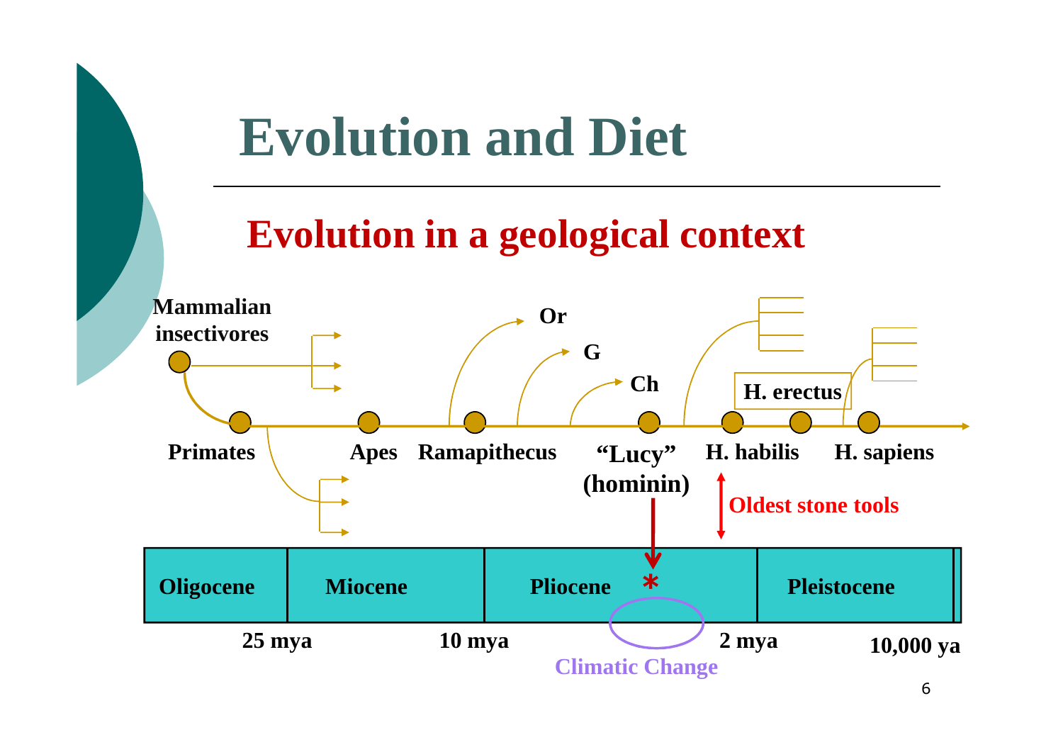# Evolution and Diet

## Evolution in a geological context

Mammalian insectivores

Primates

Apes

Ramapithecus

Or

G

Ch

"Lucy" (hominin)

H. habilis

H. erectus

H. sapiens

Oldest stone tools

| Oligocene | Miocene | Pliocene * | Pleistocene |
|---|---|---|---|

25 mya

10 mya

2 mya

10,000 ya

Climatic Change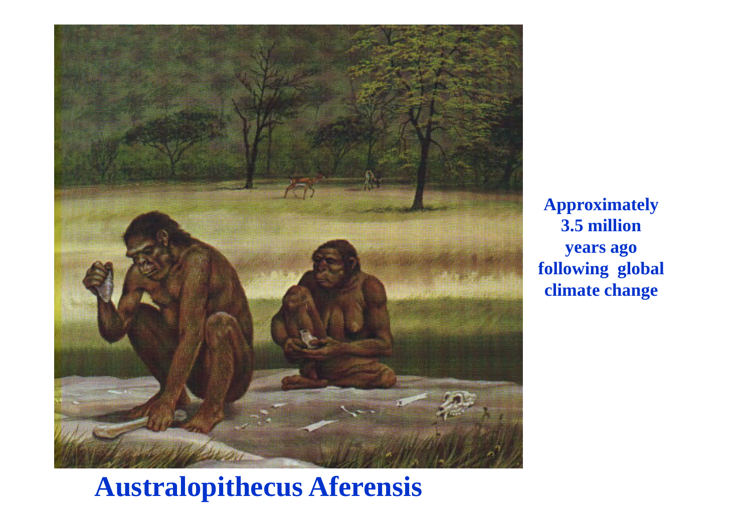Approximately
3.5 million
years ago
following global
climate change

# Australopithecus Aferensis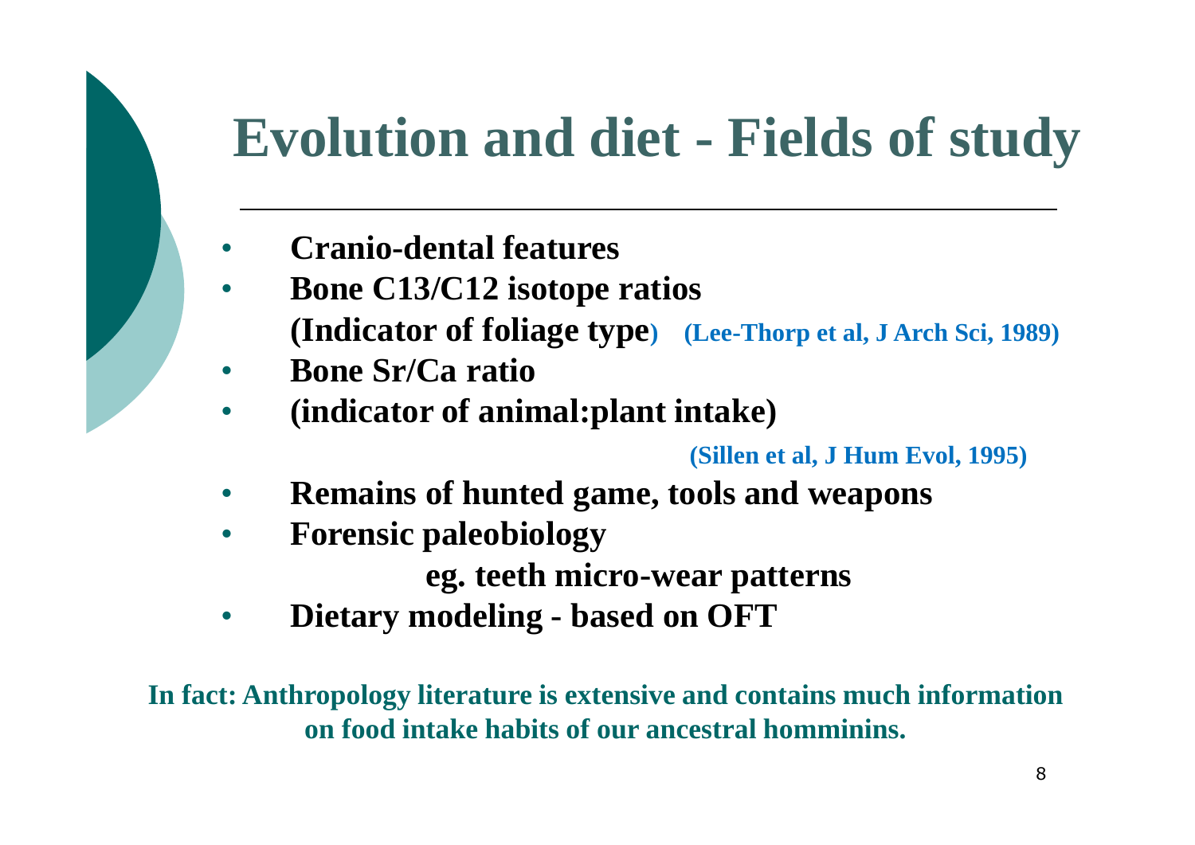# Evolution and diet - Fields of study

- **Cranio-dental features**
- **Bone C13/C12 isotope ratios**
  **(Indicator of foliage type)** **(Lee-Thorp et al, J Arch Sci, 1989)**
- **Bone Sr/Ca ratio**
- **(indicator of animal:plant intake)**

  **(Sillen et al, J Hum Evol, 1995)**
- **Remains of hunted game, tools and weapons**
- **Forensic paleobiology**
  **eg. teeth micro-wear patterns**
- **Dietary modeling - based on OFT**

**In fact: Anthropology literature is extensive and contains much information on food intake habits of our ancestral hommininns.**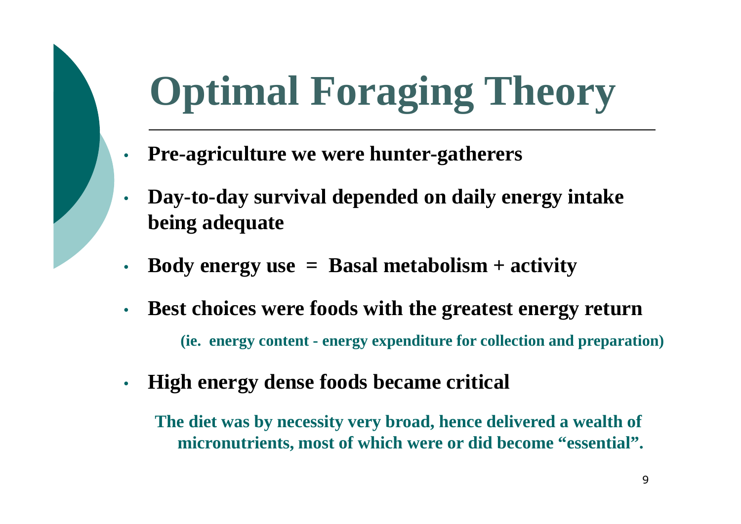# Optimal Foraging Theory

- **Pre-agriculture we were hunter-gatherers**
- **Day-to-day survival depended on daily energy intake being adequate**
- **Body energy use = Basal metabolism + activity**
- **Best choices were foods with the greatest energy return**

  **(ie. energy content - energy expenditure for collection and preparation)**

- **High energy dense foods became critical**

**The diet was by necessity very broad, hence delivered a wealth of micronutrients, most of which were or did become "essential".**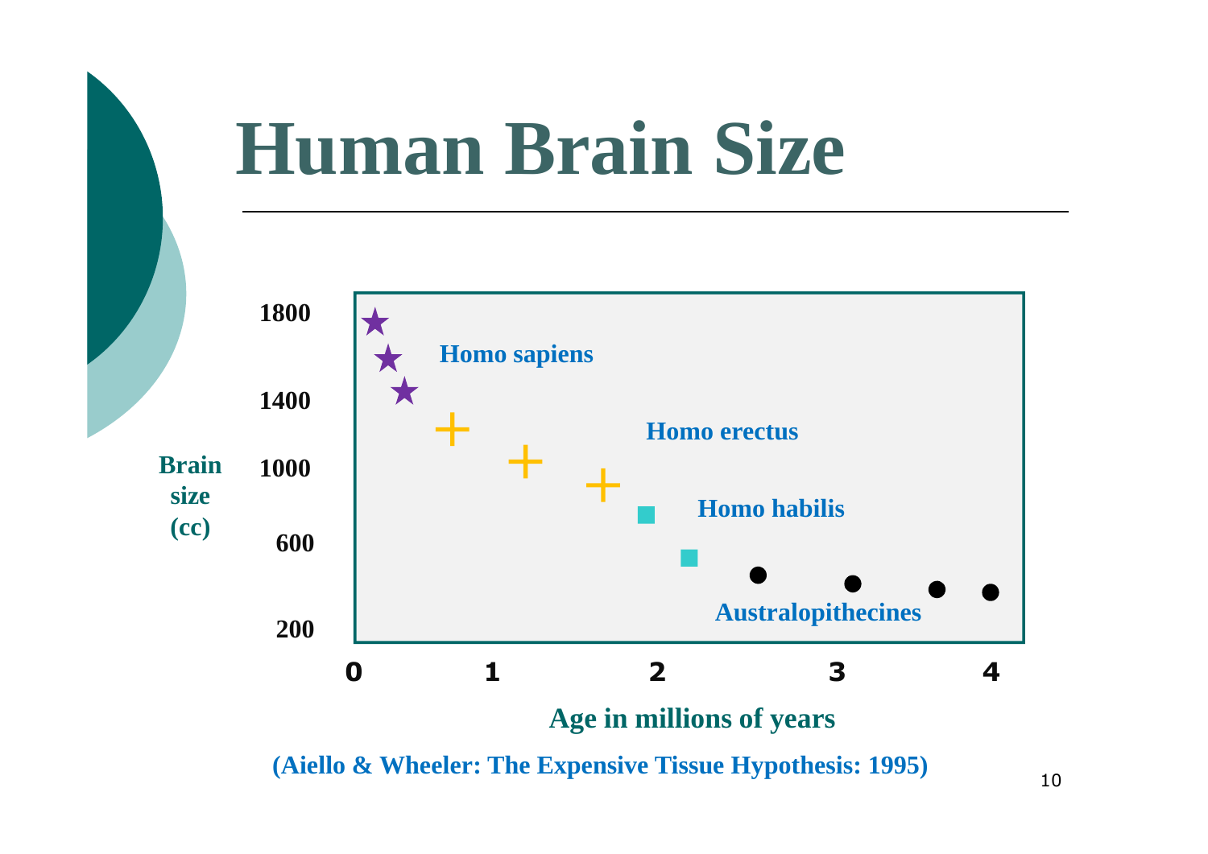# Human Brain Size

Brain size (cc)

1800
1400
1000
600
200

Homo sapiens

Homo erectus

Homo habilis

Australopithecines

0 1 2 3 4

Age in millions of years

(Aiello & Wheeler: The Expensive Tissue Hypothesis: 1995)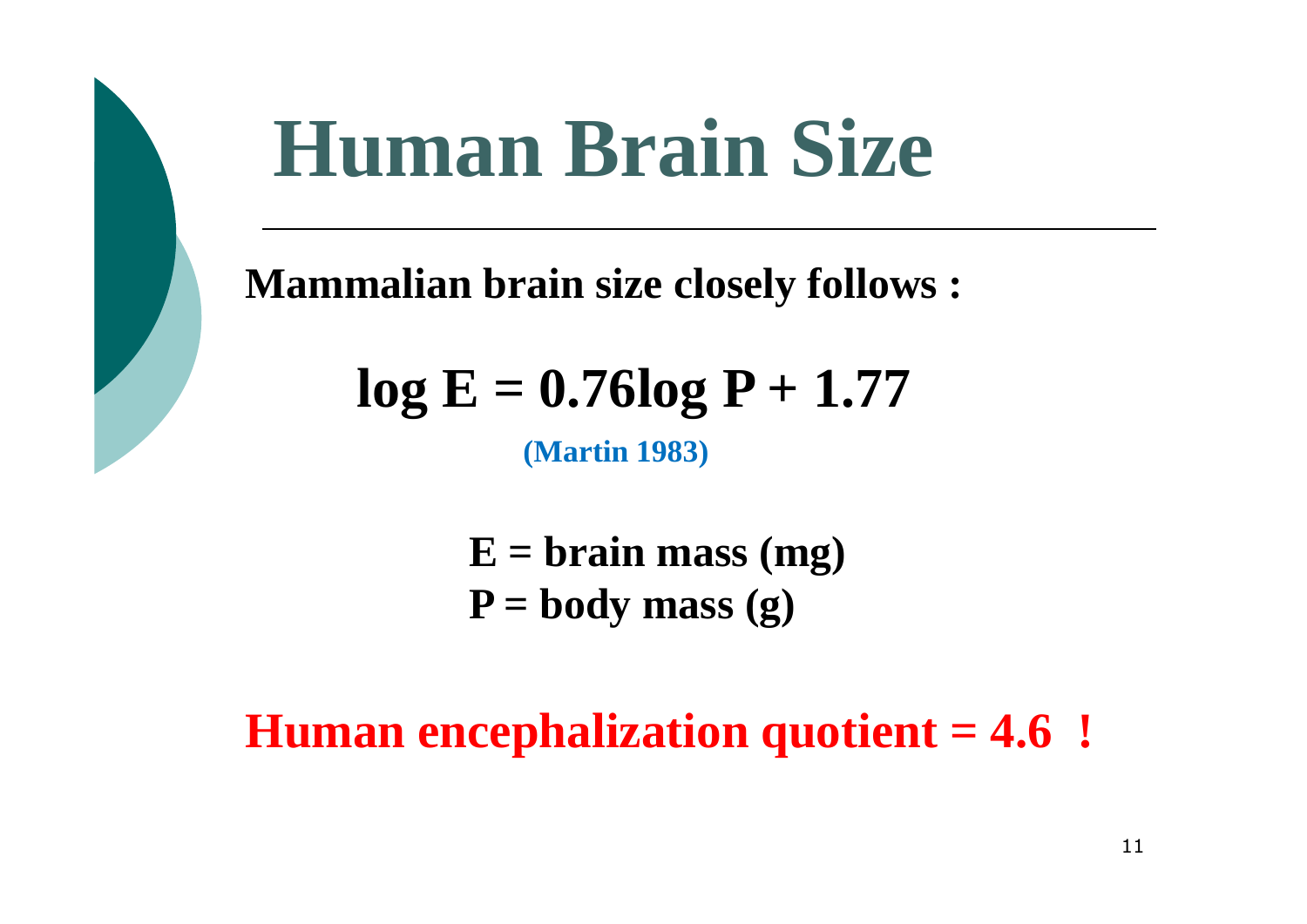# Human Brain Size

**Mammalian brain size closely follows :**

$$\log E = 0.76 \log P + 1.77$$

**(Martin 1983)**

**E = brain mass (mg)**
**P = body mass (g)**

**Human encephalization quotient = 4.6 !**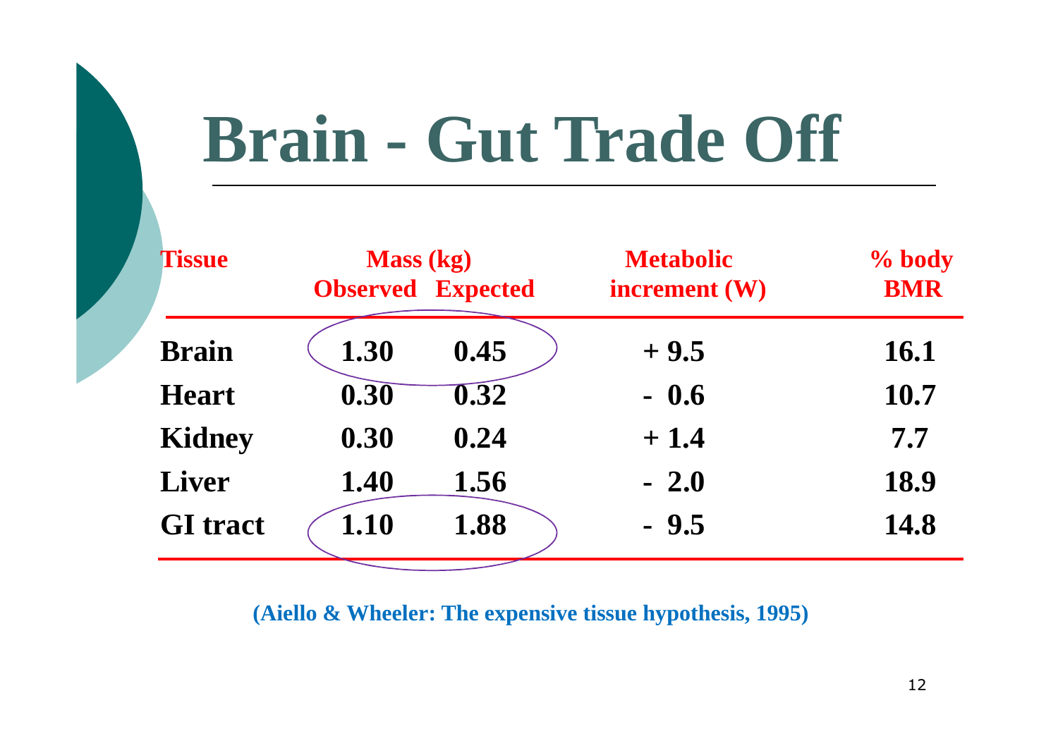# Brain - Gut Trade Off

| Tissue | Mass (kg) Observed | Expected | Metabolic increment (W) | % body BMR |
|---|---|---|---|---|
| Brain | 1.30 | 0.45 | + 9.5 | 16.1 |
| Heart | 0.30 | 0.32 | - 0.6 | 10.7 |
| Kidney | 0.30 | 0.24 | + 1.4 | 7.7 |
| Liver | 1.40 | 1.56 | - 2.0 | 18.9 |
| GI tract | 1.10 | 1.88 | - 9.5 | 14.8 |

(Aiello & Wheeler: The expensive tissue hypothesis, 1995)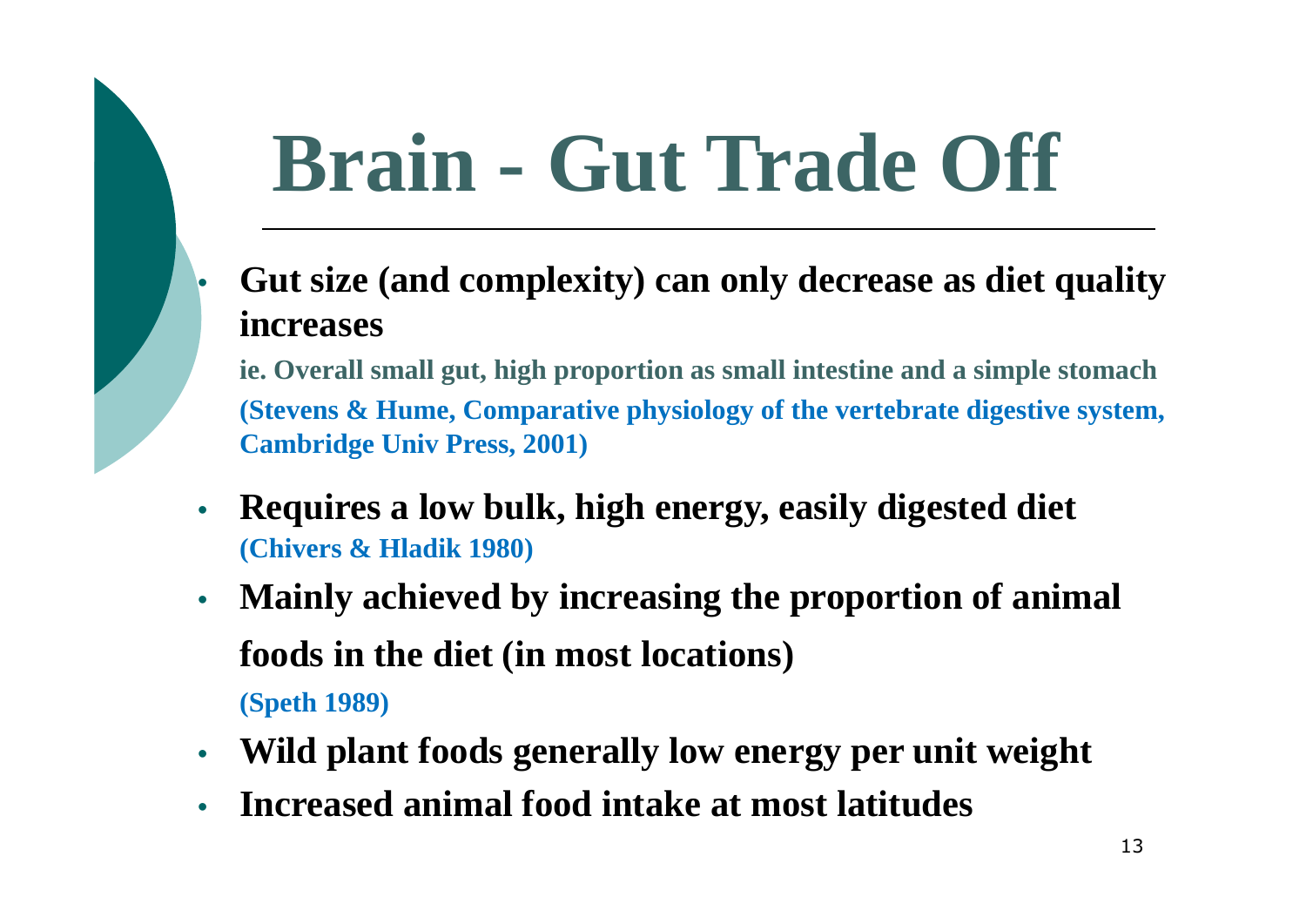# Brain - Gut Trade Off

- **Gut size (and complexity) can only decrease as diet quality increases**

  **ie. Overall small gut, high proportion as small intestine and a simple stomach**

  **(Stevens & Hume, Comparative physiology of the vertebrate digestive system, Cambridge Univ Press, 2001)**

- **Requires a low bulk, high energy, easily digested diet**
  **(Chivers & Hladik 1980)**

- **Mainly achieved by increasing the proportion of animal foods in the diet (in most locations)**

  **(Speth 1989)**

- **Wild plant foods generally low energy per unit weight**
- **Increased animal food intake at most latitudes**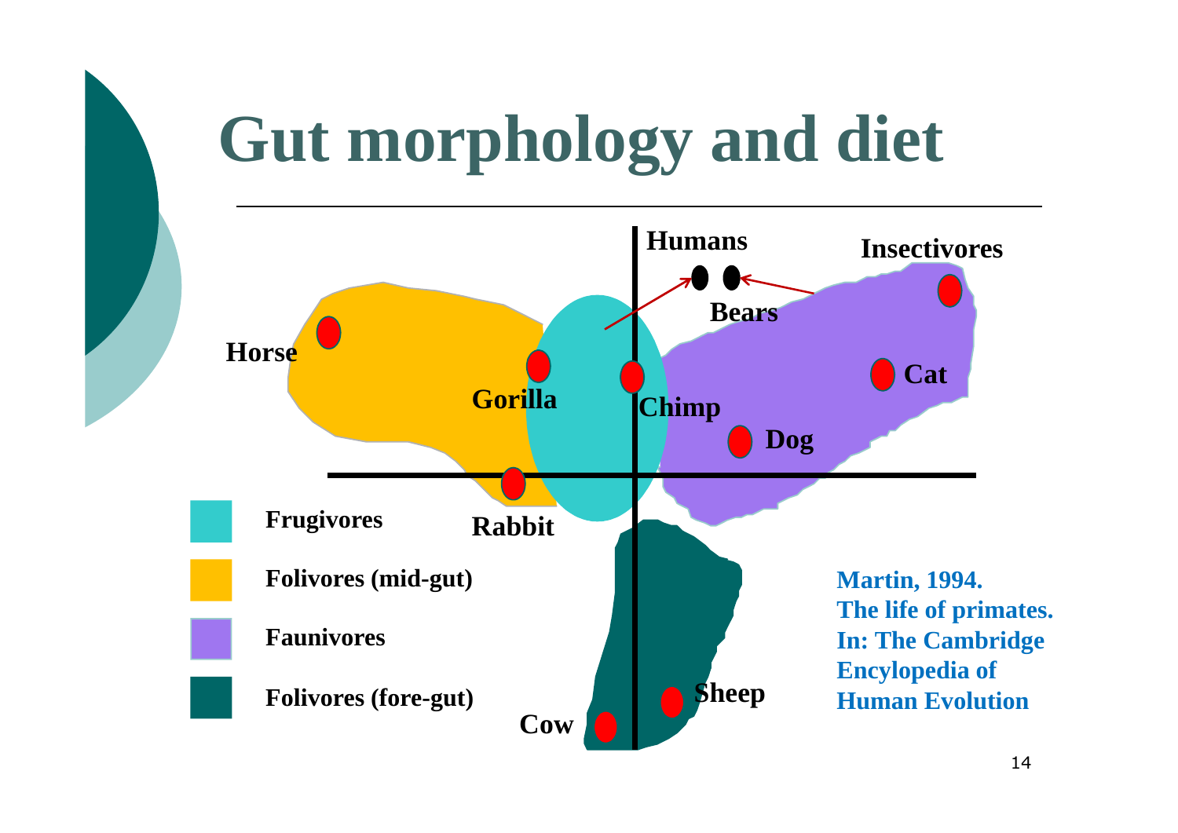# Gut morphology and diet

Humans

Insectivores

Bears

Horse

Gorilla

Chimp

Cat

Dog

Rabbit

Frugivores

Folivores (mid-gut)

Faunivores

Folivores (fore-gut)

Sheep

Cow

Martin, 1994. The life of primates. In: The Cambridge Encyclopedia of Human Evolution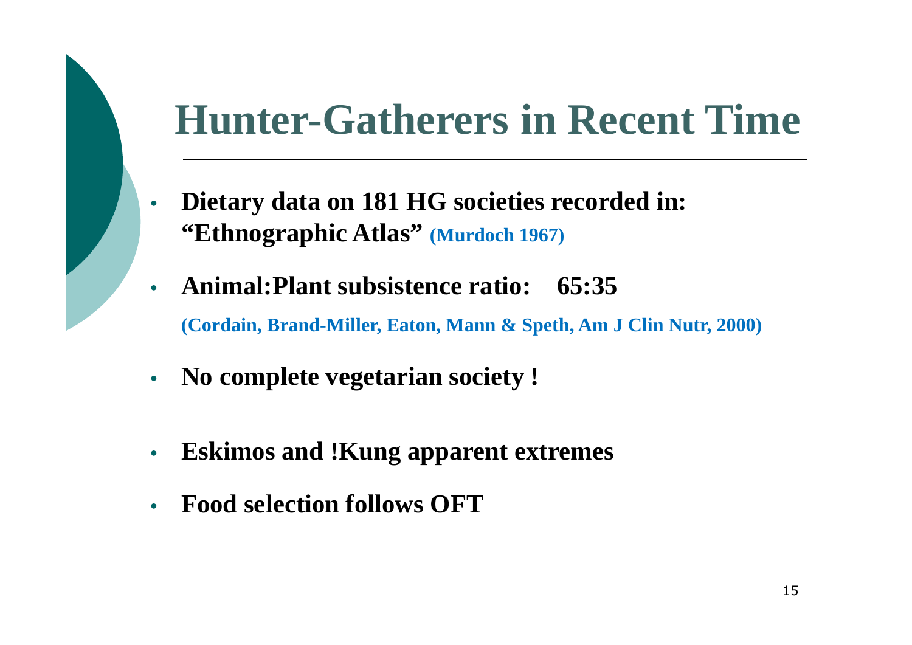# Hunter-Gatherers in Recent Time

- **Dietary data on 181 HG societies recorded in: "Ethnographic Atlas" (Murdoch 1967)**
- **Animal:Plant subsistence ratio: 65:35**

  **(Cordain, Brand-Miller, Eaton, Mann & Speth, Am J Clin Nutr, 2000)**
- **No complete vegetarian society !**
- **Eskimos and !Kung apparent extremes**
- **Food selection follows OFT**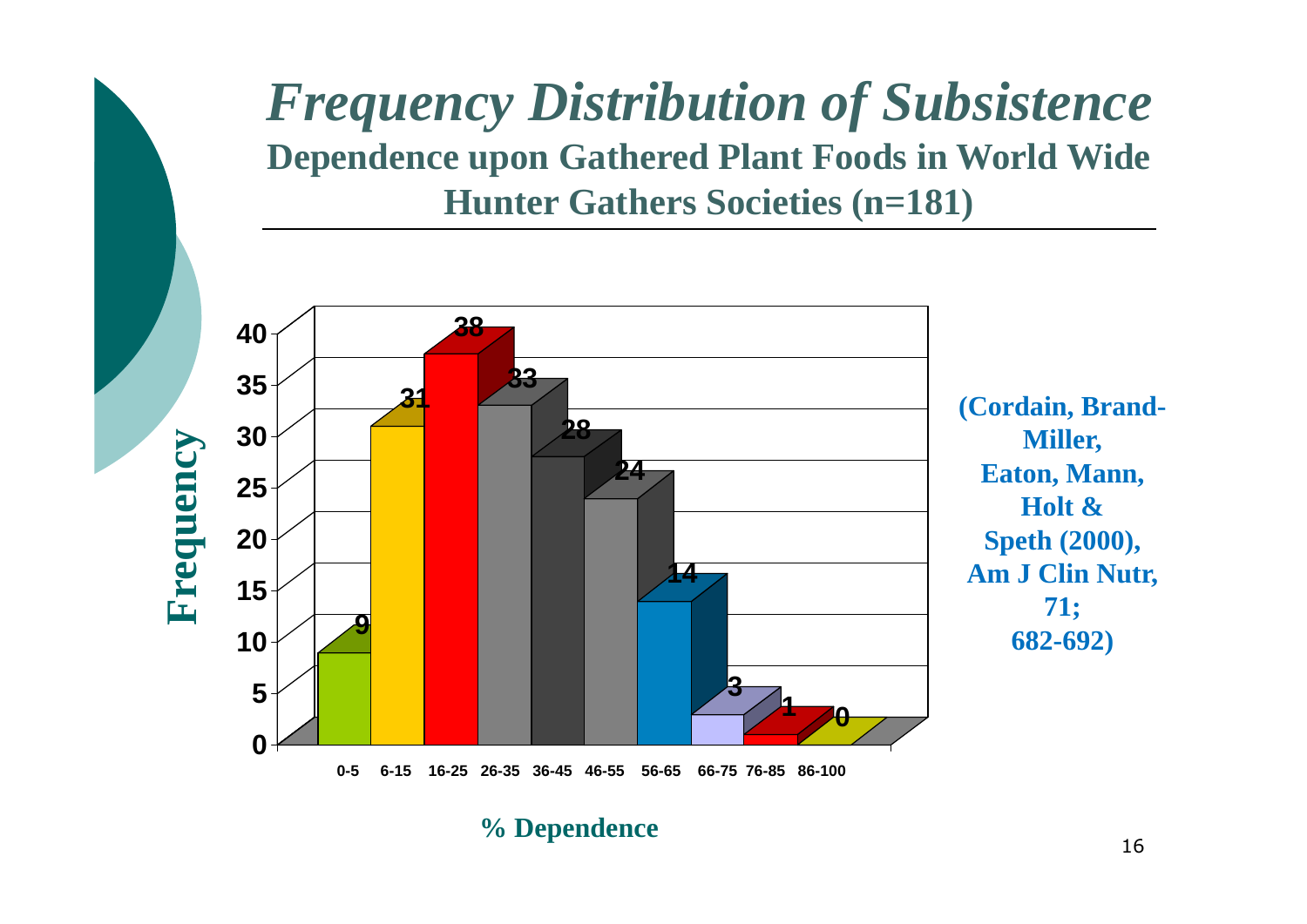# *Frequency Distribution of Subsistence*

**Dependence upon Gathered Plant Foods in World Wide Hunter Gathers Societies (n=181)**

| % Dependence | Frequency |
|---|---|
| 0-5 | 9 |
| 6-15 | 31 |
| 16-25 | 38 |
| 26-35 | 33 |
| 36-45 | 28 |
| 46-55 | 24 |
| 56-65 | 14 |
| 66-75 | 3 |
| 76-85 | 1 |
| 86-100 | 0 |

**(Cordain, Brand-Miller, Eaton, Mann, Holt & Speth (2000), Am J Clin Nutr, 71; 682-692)**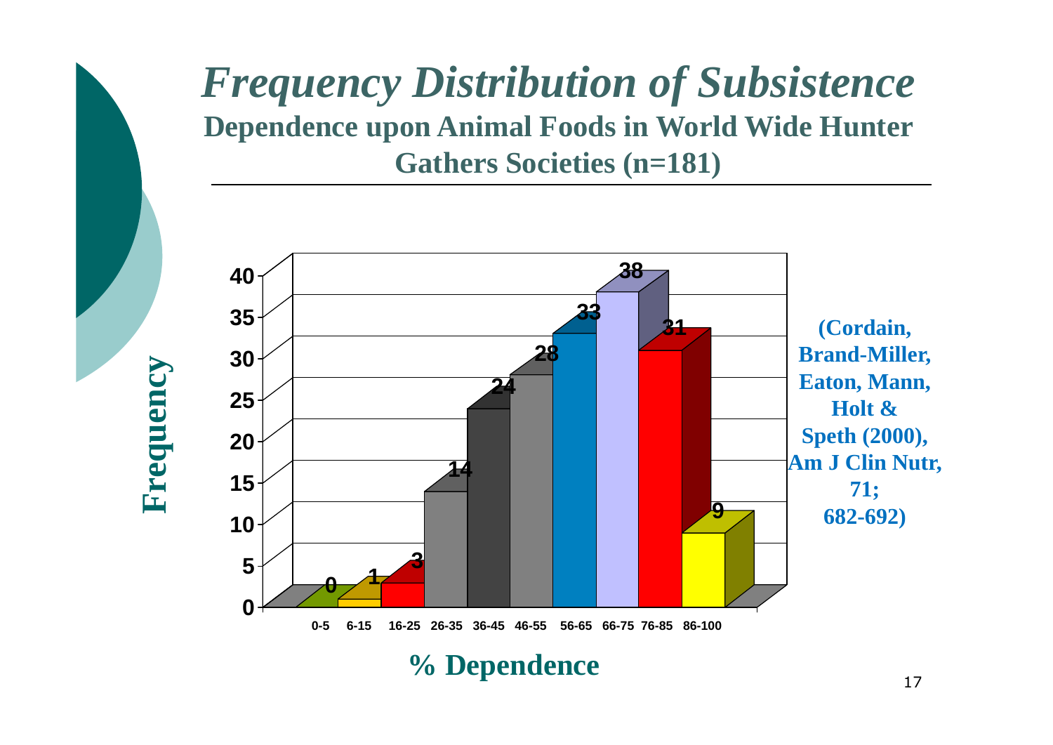# *Frequency Distribution of Subsistence*

**Dependence upon Animal Foods in World Wide Hunter Gathers Societies (n=181)**

| % Dependence | Frequency |
|---|---|
| 0-5 | 0 |
| 6-15 | 1 |
| 16-25 | 3 |
| 26-35 | 14 |
| 36-45 | 24 |
| 46-55 | 28 |
| 56-65 | 33 |
| 66-75 | 38 |
| 76-85 | 31 |
| 86-100 | 9 |

**(Cordain, Brand-Miller, Eaton, Mann, Holt & Speth (2000), Am J Clin Nutr, 71; 682-692)**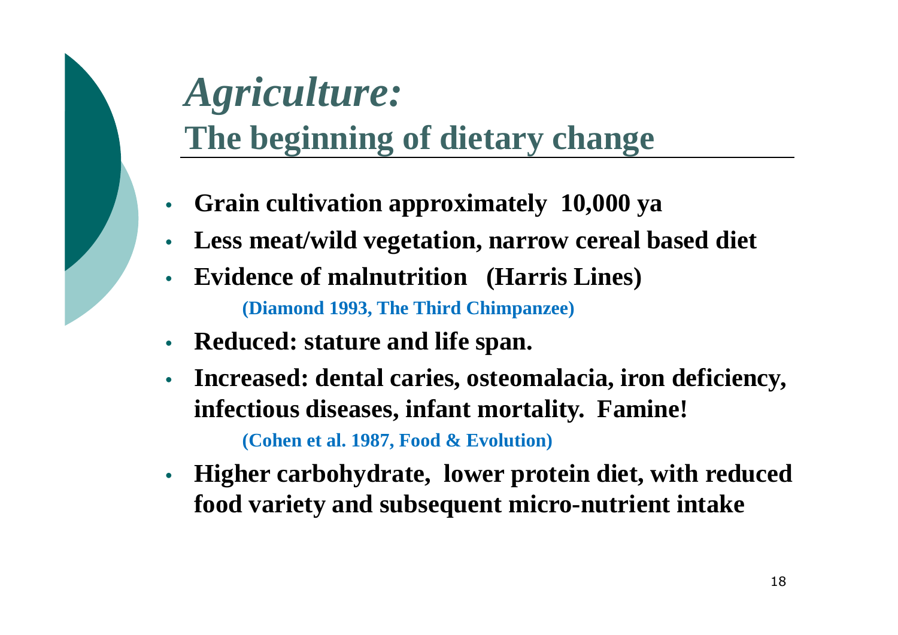# *Agriculture:* The beginning of dietary change

- **Grain cultivation approximately 10,000 ya**
- **Less meat/wild vegetation, narrow cereal based diet**
- **Evidence of malnutrition (Harris Lines)**

  **(Diamond 1993, The Third Chimpanzee)**
- **Reduced: stature and life span.**
- **Increased: dental caries, osteomalacia, iron deficiency, infectious diseases, infant mortality. Famine!**

  **(Cohen et al. 1987, Food & Evolution)**
- **Higher carbohydrate, lower protein diet, with reduced food variety and subsequent micro-nutrient intake**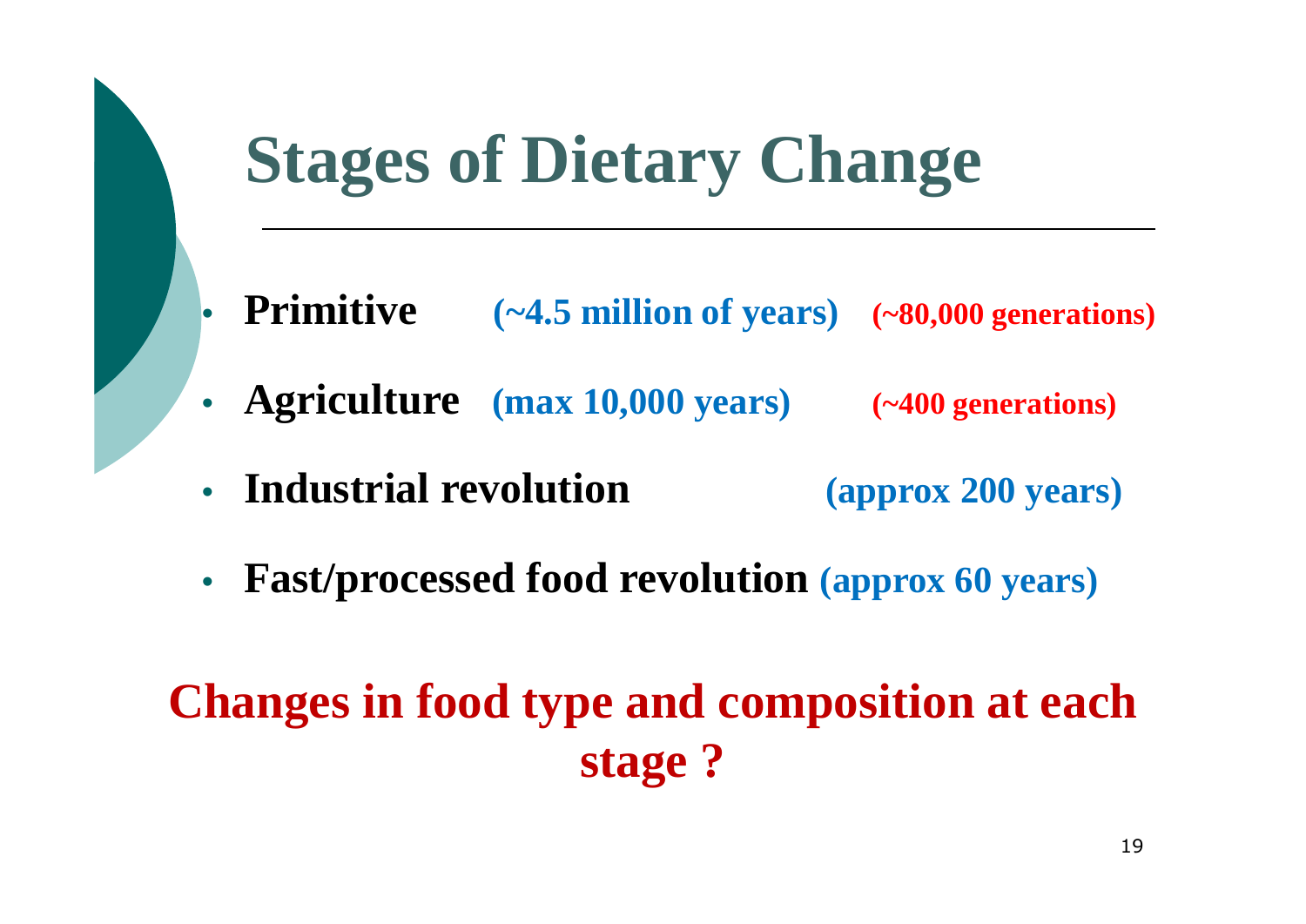# Stages of Dietary Change

- **Primitive** **(~4.5 million of years)** **(~80,000 generations)**
- **Agriculture** **(max 10,000 years)** **(~400 generations)**
- **Industrial revolution** **(approx 200 years)**
- **Fast/processed food revolution** **(approx 60 years)**

**Changes in food type and composition at each stage ?**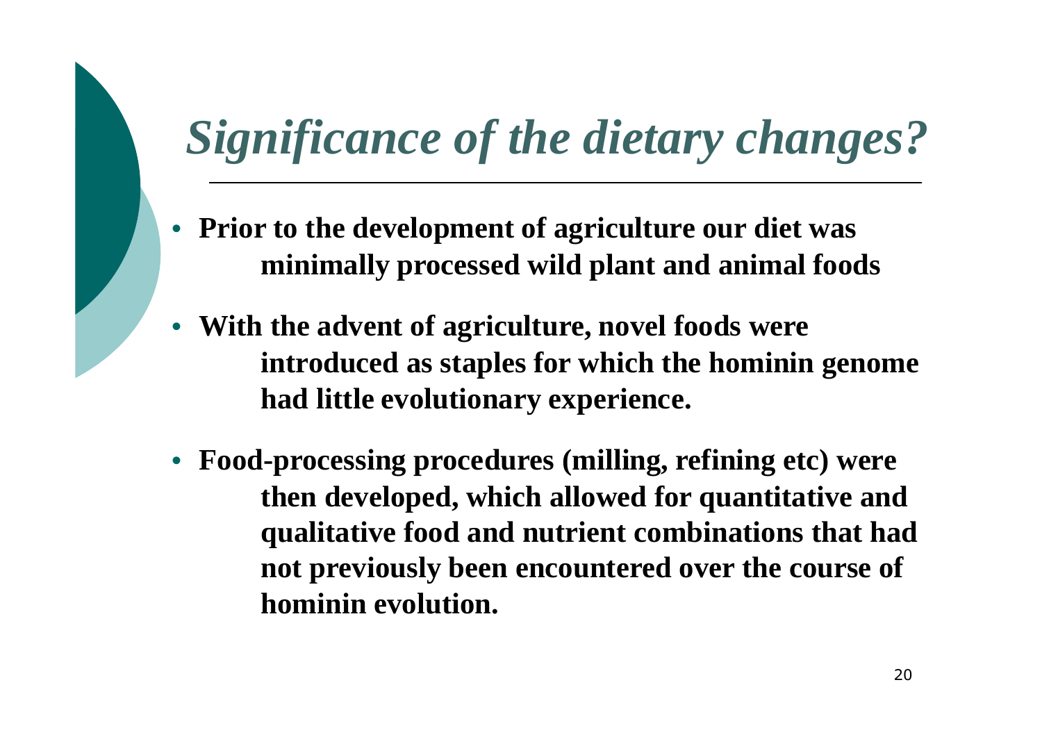# *Significance of the dietary changes?*

- **Prior to the development of agriculture our diet was minimally processed wild plant and animal foods**
- **With the advent of agriculture, novel foods were introduced as staples for which the hominin genome had little evolutionary experience.**
- **Food-processing procedures (milling, refining etc) were then developed, which allowed for quantitative and qualitative food and nutrient combinations that had not previously been encountered over the course of hominin evolution.**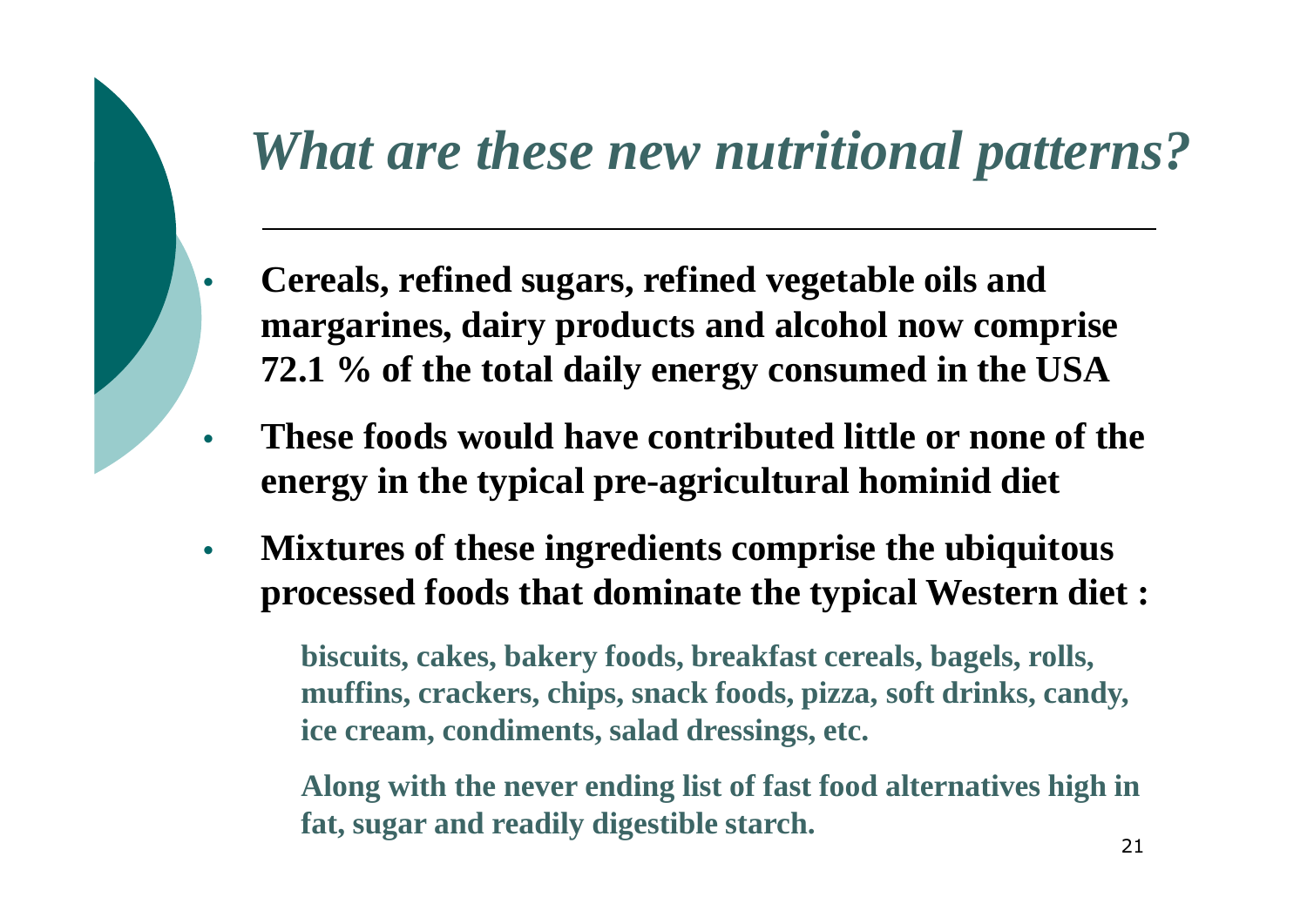# *What are these new nutritional patterns?*

- **Cereals, refined sugars, refined vegetable oils and margarines, dairy products and alcohol now comprise 72.1 % of the total daily energy consumed in the USA**
- **These foods would have contributed little or none of the energy in the typical pre-agricultural hominid diet**
- **Mixtures of these ingredients comprise the ubiquitous processed foods that dominate the typical Western diet :**

  **biscuits, cakes, bakery foods, breakfast cereals, bagels, rolls, muffins, crackers, chips, snack foods, pizza, soft drinks, candy, ice cream, condiments, salad dressings, etc.**

  **Along with the never ending list of fast food alternatives high in fat, sugar and readily digestible starch.**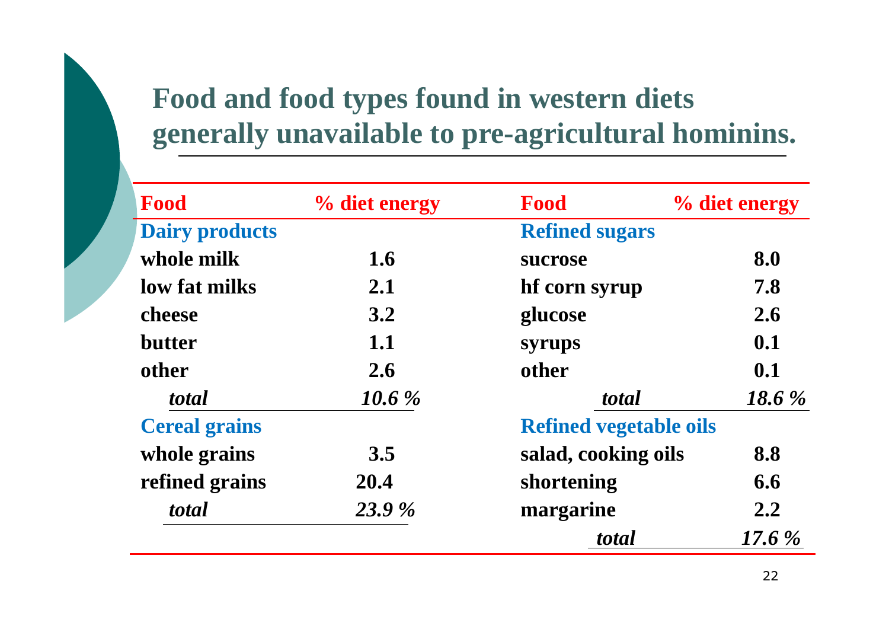# Food and food types found in western diets generally unavailable to pre-agricultural hominins.

| Food | % diet energy | Food | % diet energy |
|---|---|---|---|
| **Dairy products** | | **Refined sugars** | |
| whole milk | 1.6 | sucrose | 8.0 |
| low fat milks | 2.1 | hf corn syrup | 7.8 |
| cheese | 3.2 | glucose | 2.6 |
| butter | 1.1 | syrups | 0.1 |
| other | 2.6 | other | 0.1 |
| *total* | *10.6 %* | *total* | *18.6 %* |
| **Cereal grains** | | **Refined vegetable oils** | |
| whole grains | 3.5 | salad, cooking oils | 8.8 |
| refined grains | 20.4 | shortening | 6.6 |
| *total* | *23.9 %* | margarine | 2.2 |
| | | *total* | *17.6 %* |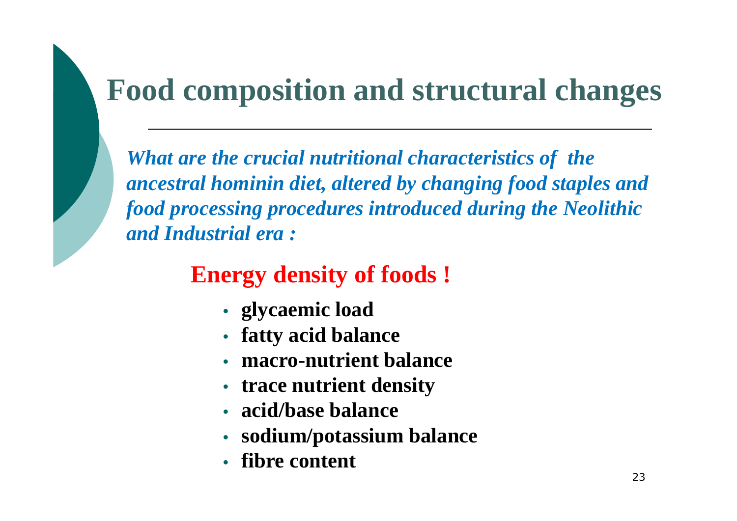# Food composition and structural changes

***What are the crucial nutritional characteristics of the ancestral hominin diet, altered by changing food staples and food processing procedures introduced during the Neolithic and Industrial era :***

**Energy density of foods !**

- **glycaemic load**
- **fatty acid balance**
- **macro-nutrient balance**
- **trace nutrient density**
- **acid/base balance**
- **sodium/potassium balance**
- **fibre content**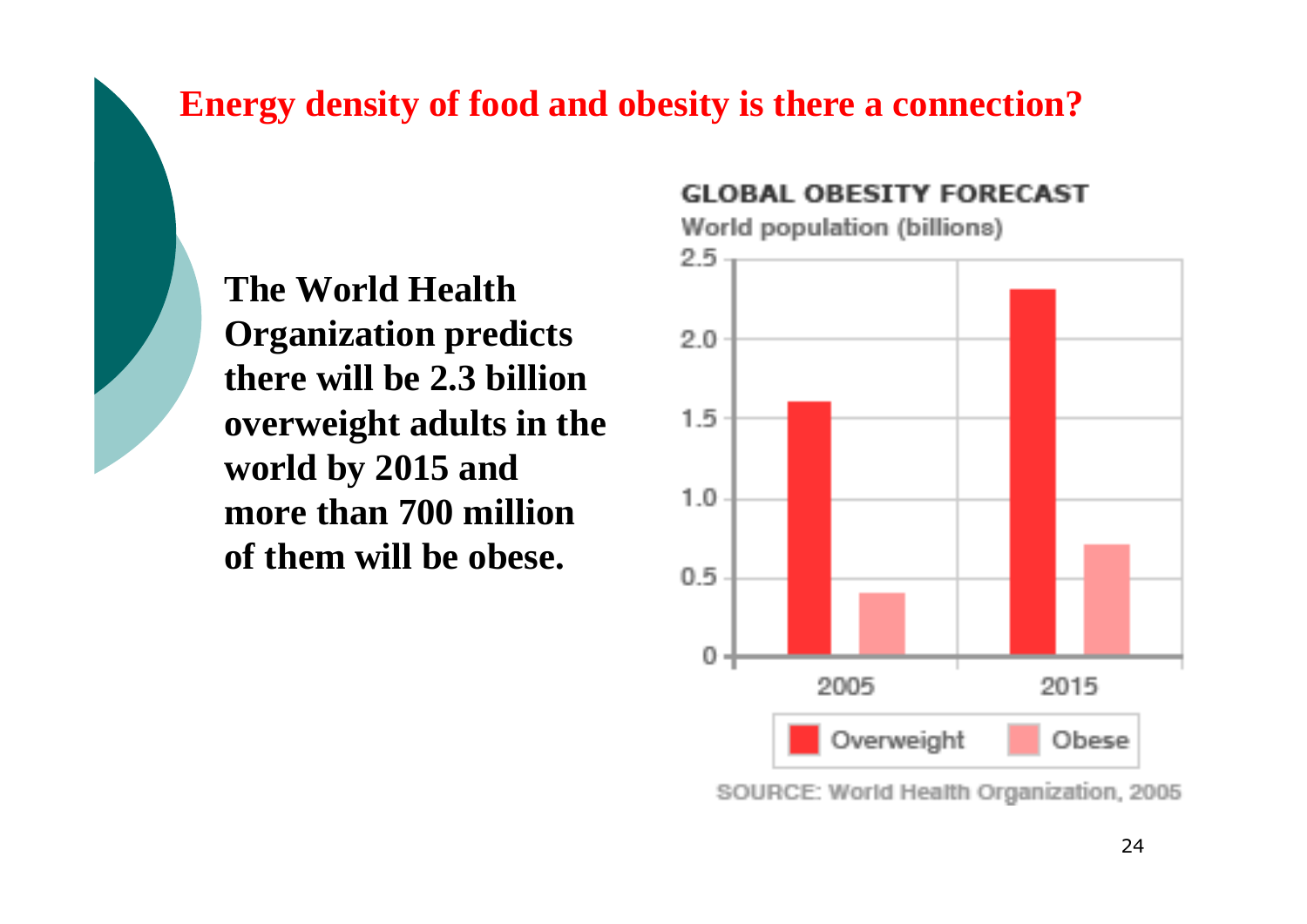# Energy density of food and obesity is there a connection?

**The World Health Organization predicts there will be 2.3 billion overweight adults in the world by 2015 and more than 700 million of them will be obese.**

**GLOBAL OBESITY FORECAST**

World population (billions)

| Year | Overweight | Obese |
|---|---|---|
| 2005 | 1.6 | 0.4 |
| 2015 | 2.3 | 0.7 |

SOURCE: World Health Organization, 2005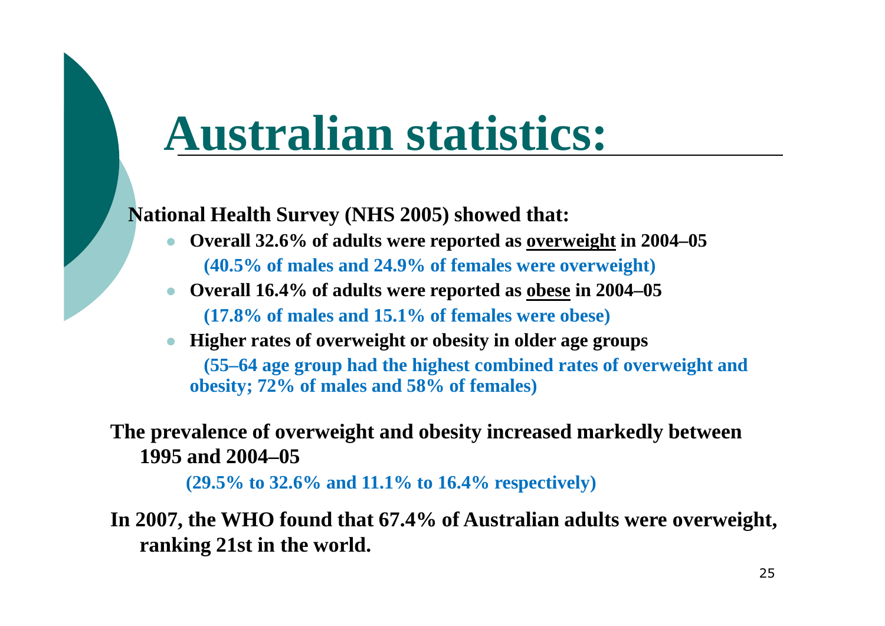# Australian statistics:

**National Health Survey (NHS 2005) showed that:**

- **Overall 32.6% of adults were reported as <u>overweight</u> in 2004–05**
  **(40.5% of males and 24.9% of females were overweight)**
- **Overall 16.4% of adults were reported as <u>obese</u> in 2004–05**
  **(17.8% of males and 15.1% of females were obese)**
- **Higher rates of overweight or obesity in older age groups**
  **(55–64 age group had the highest combined rates of overweight and obesity; 72% of males and 58% of females)**

**The prevalence of overweight and obesity increased markedly between 1995 and 2004–05**

**(29.5% to 32.6% and 11.1% to 16.4% respectively)**

**In 2007, the WHO found that 67.4% of Australian adults were overweight, ranking 21st in the world.**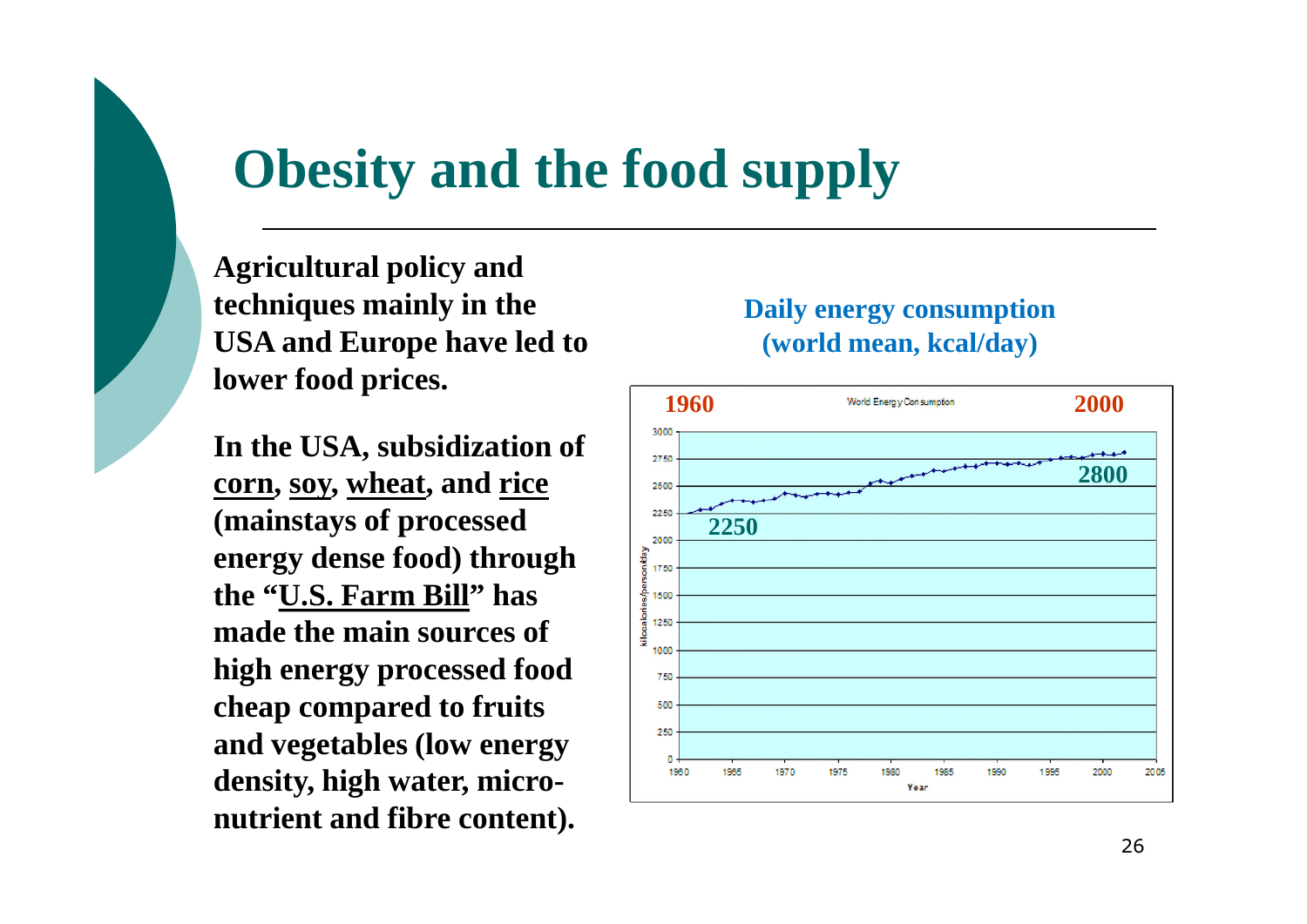# Obesity and the food supply

**Agricultural policy and techniques mainly in the USA and Europe have led to lower food prices.**

**In the USA, subsidization of corn, soy, wheat, and rice (mainstays of processed energy dense food) through the "U.S. Farm Bill" has made the main sources of high energy processed food cheap compared to fruits and vegetables (low energy density, high water, micro-nutrient and fibre content).**

**Daily energy consumption (world mean, kcal/day)**

1960 — 2250

2000 — 2800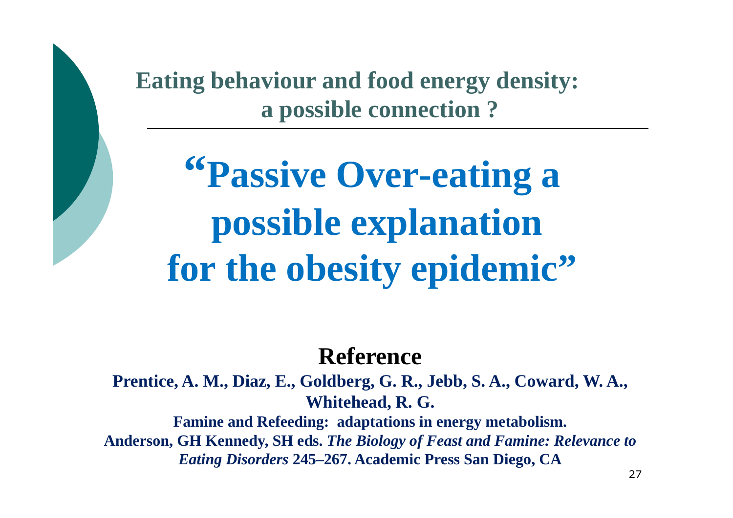## Eating behaviour and food energy density: a possible connection ?

# "Passive Over-eating a possible explanation for the obesity epidemic"

### Reference

**Prentice, A. M., Diaz, E., Goldberg, G. R., Jebb, S. A., Coward, W. A., Whitehead, R. G.**

**Famine and Refeeding: adaptations in energy metabolism.**

**Anderson, GH Kennedy, SH eds.** ***The Biology of Feast and Famine: Relevance to Eating Disorders*** **245–267. Academic Press San Diego, CA**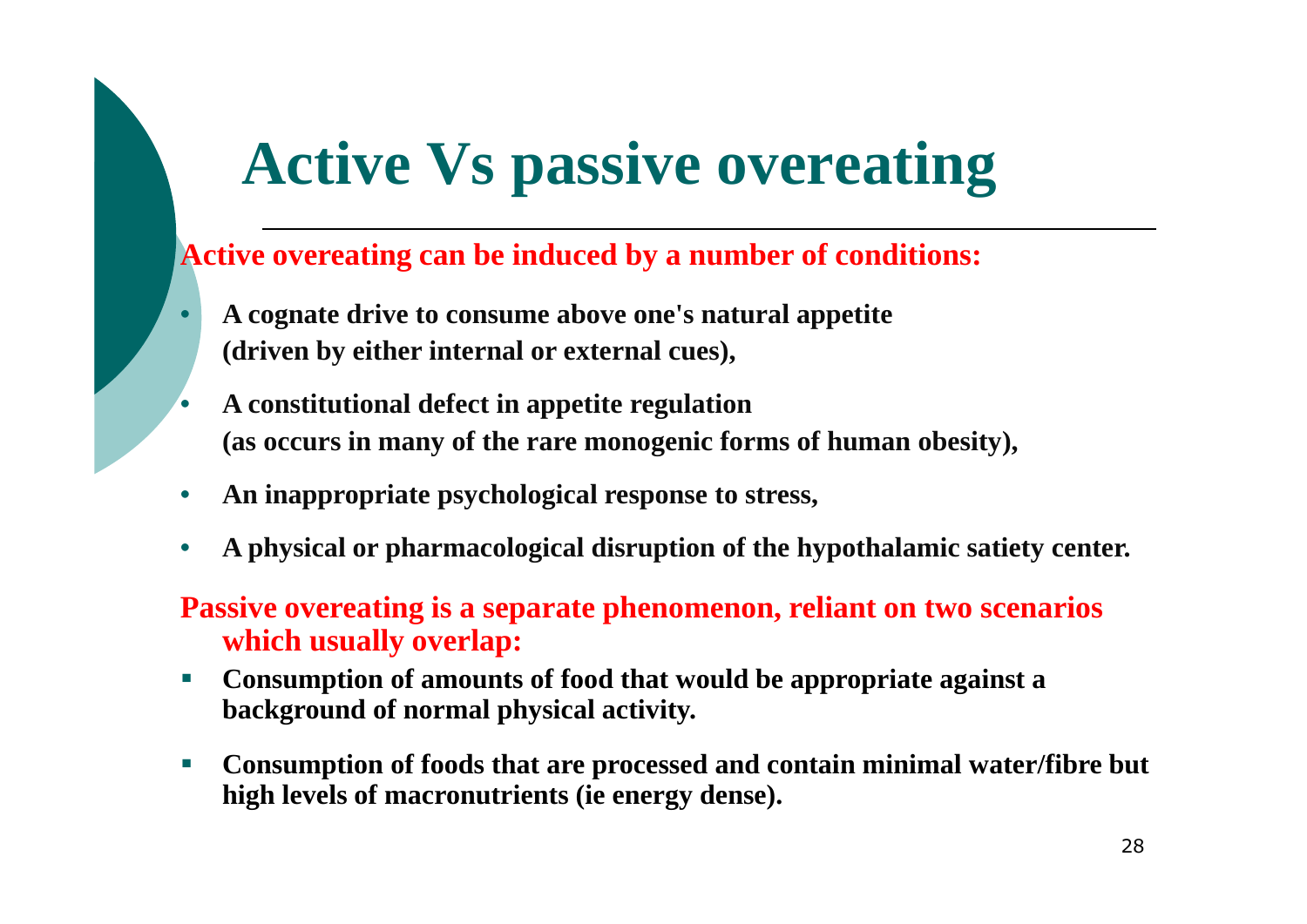# Active Vs passive overeating

**Active overeating can be induced by a number of conditions:**

- **A cognate drive to consume above one's natural appetite (driven by either internal or external cues),**
- **A constitutional defect in appetite regulation (as occurs in many of the rare monogenic forms of human obesity),**
- **An inappropriate psychological response to stress,**
- **A physical or pharmacological disruption of the hypothalamic satiety center.**

**Passive overeating is a separate phenomenon, reliant on two scenarios which usually overlap:**

- **Consumption of amounts of food that would be appropriate against a background of normal physical activity.**
- **Consumption of foods that are processed and contain minimal water/fibre but high levels of macronutrients (ie energy dense).**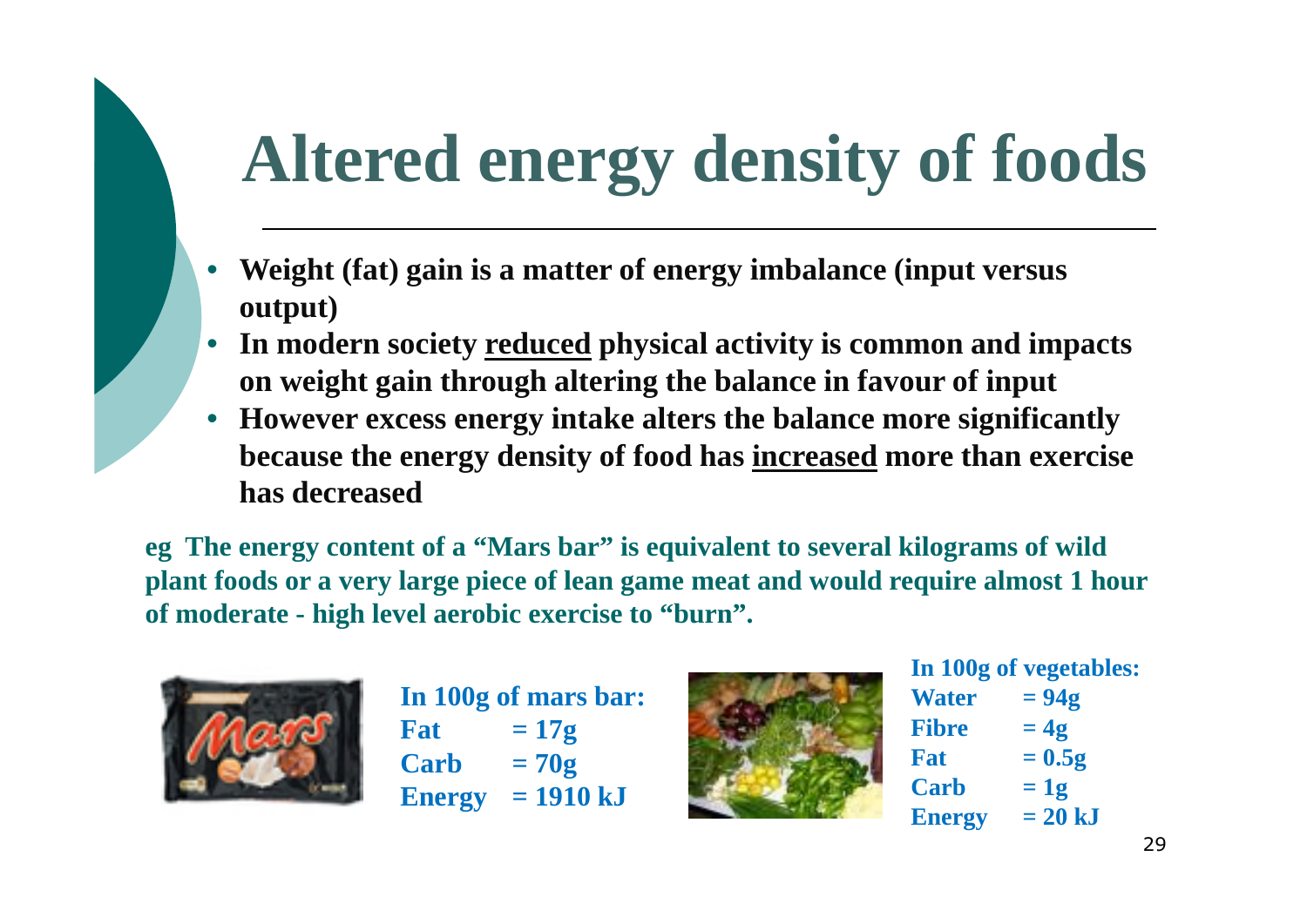# Altered energy density of foods

- **Weight (fat) gain is a matter of energy imbalance (input versus output)**
- **In modern society reduced physical activity is common and impacts on weight gain through altering the balance in favour of input**
- **However excess energy intake alters the balance more significantly because the energy density of food has increased more than exercise has decreased**

**eg The energy content of a "Mars bar" is equivalent to several kilograms of wild plant foods or a very large piece of lean game meat and would require almost 1 hour of moderate - high level aerobic exercise to "burn".**

**In 100g of mars bar:**

| | |
|---|---|
| Fat | = 17g |
| Carb | = 70g |
| Energy | = 1910 kJ |

**In 100g of vegetables:**

| | |
|---|---|
| Water | = 94g |
| Fibre | = 4g |
| Fat | = 0.5g |
| Carb | = 1g |
| Energy | = 20 kJ |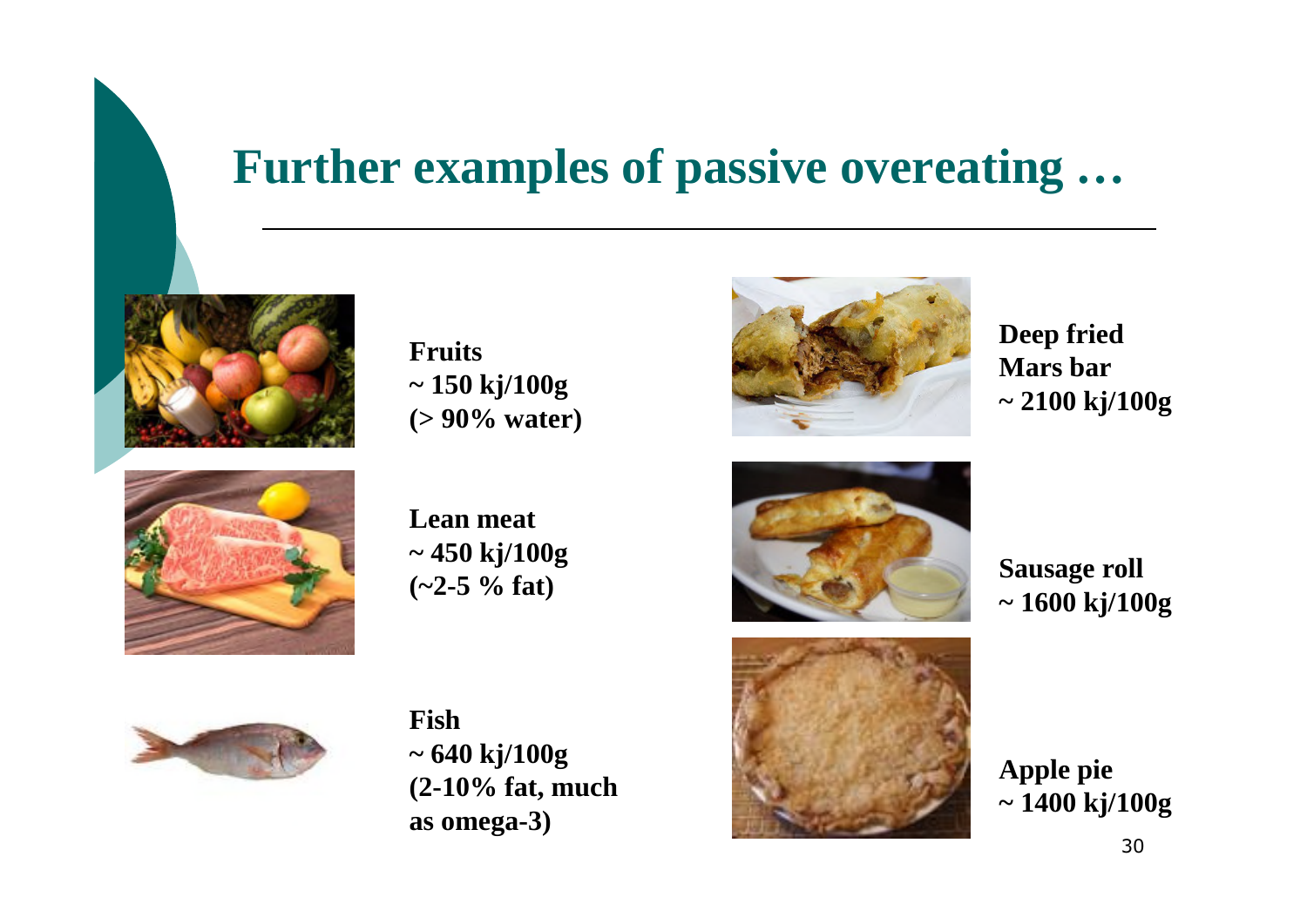# Further examples of passive overeating …

**Fruits**
**~ 150 kj/100g**
**(> 90% water)**

**Lean meat**
**~ 450 kj/100g**
**(~2-5 % fat)**

**Fish**
**~ 640 kj/100g**
**(2-10% fat, much as omega-3)**

**Deep fried Mars bar**
**~ 2100 kj/100g**

**Sausage roll**
**~ 1600 kj/100g**

**Apple pie**
**~ 1400 kj/100g**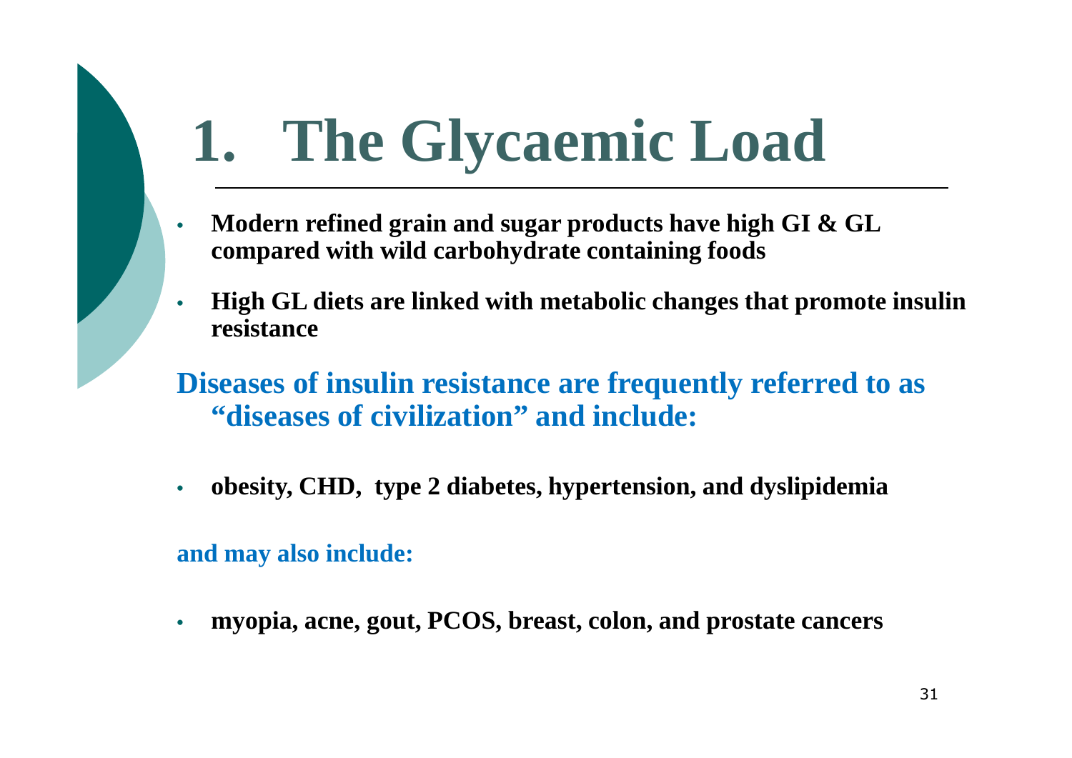# 1. The Glycaemic Load

- **Modern refined grain and sugar products have high GI & GL compared with wild carbohydrate containing foods**
- **High GL diets are linked with metabolic changes that promote insulin resistance**

**Diseases of insulin resistance are frequently referred to as "diseases of civilization" and include:**

- **obesity, CHD, type 2 diabetes, hypertension, and dyslipidemia**

**and may also include:**

- **myopia, acne, gout, PCOS, breast, colon, and prostate cancers**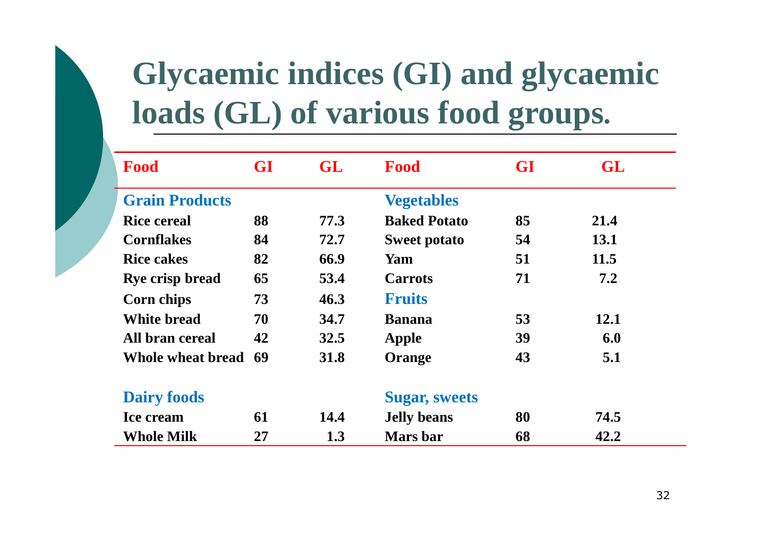# Glycaemic indices (GI) and glycaemic loads (GL) of various food groups.

| Food | GI | GL | Food | GI | GL |
|---|---|---|---|---|---|
| **Grain Products** | | | **Vegetables** | | |
| Rice cereal | 88 | 77.3 | Baked Potato | 85 | 21.4 |
| Cornflakes | 84 | 72.7 | Sweet potato | 54 | 13.1 |
| Rice cakes | 82 | 66.9 | Yam | 51 | 11.5 |
| Rye crisp bread | 65 | 53.4 | Carrots | 71 | 7.2 |
| Corn chips | 73 | 46.3 | **Fruits** | | |
| White bread | 70 | 34.7 | Banana | 53 | 12.1 |
| All bran cereal | 42 | 32.5 | Apple | 39 | 6.0 |
| Whole wheat bread | 69 | 31.8 | Orange | 43 | 5.1 |
| **Dairy foods** | | | **Sugar, sweets** | | |
| Ice cream | 61 | 14.4 | Jelly beans | 80 | 74.5 |
| Whole Milk | 27 | 1.3 | Mars bar | 68 | 42.2 |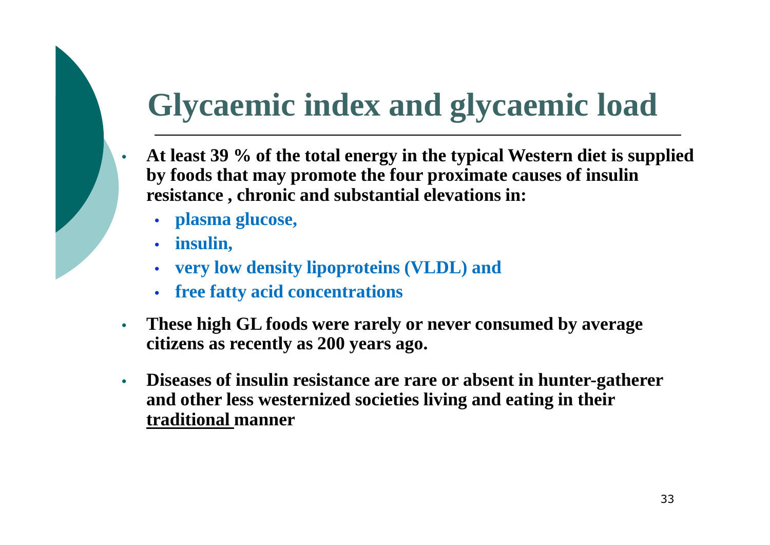# Glycaemic index and glycaemic load

- **At least 39 % of the total energy in the typical Western diet is supplied by foods that may promote the four proximate causes of insulin resistance , chronic and substantial elevations in:**
  - **plasma glucose,**
  - **insulin,**
  - **very low density lipoproteins (VLDL) and**
  - **free fatty acid concentrations**
- **These high GL foods were rarely or never consumed by average citizens as recently as 200 years ago.**
- **Diseases of insulin resistance are rare or absent in hunter-gatherer and other less westernized societies living and eating in their <u>traditional</u> manner**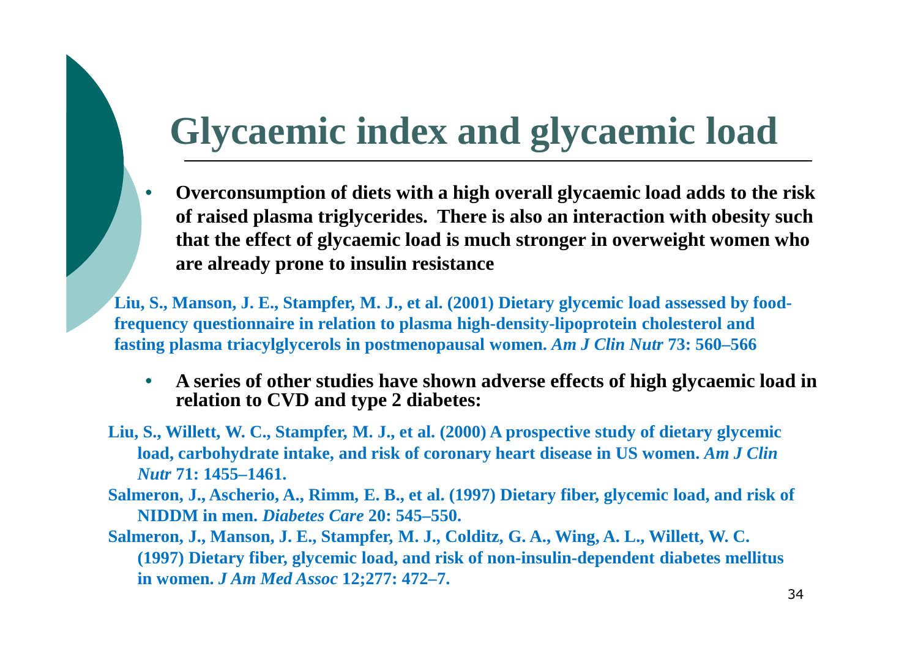# Glycaemic index and glycaemic load

- **Overconsumption of diets with a high overall glycaemic load adds to the risk of raised plasma triglycerides. There is also an interaction with obesity such that the effect of glycaemic load is much stronger in overweight women who are already prone to insulin resistance**

**Liu, S., Manson, J. E., Stampfer, M. J., et al. (2001) Dietary glycemic load assessed by food-frequency questionnaire in relation to plasma high-density-lipoprotein cholesterol and fasting plasma triacylglycerols in postmenopausal women.** ***Am J Clin Nutr*** **73: 560–566**

- **A series of other studies have shown adverse effects of high glycaemic load in relation to CVD and type 2 diabetes:**

**Liu, S., Willett, W. C., Stampfer, M. J., et al. (2000) A prospective study of dietary glycemic load, carbohydrate intake, and risk of coronary heart disease in US women.** ***Am J Clin Nutr*** **71: 1455–1461.**

**Salmeron, J., Ascherio, A., Rimm, E. B., et al. (1997) Dietary fiber, glycemic load, and risk of NIDDM in men.** ***Diabetes Care*** **20: 545–550.**

**Salmeron, J., Manson, J. E., Stampfer, M. J., Colditz, G. A., Wing, A. L., Willett, W. C. (1997) Dietary fiber, glycemic load, and risk of non-insulin-dependent diabetes mellitus in women.** ***J Am Med Assoc*** **12;277: 472–7.**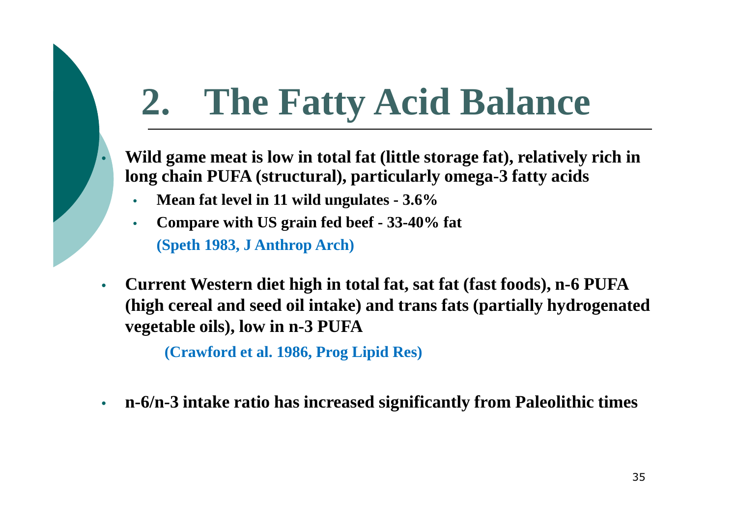# 2. The Fatty Acid Balance

- **Wild game meat is low in total fat (little storage fat), relatively rich in long chain PUFA (structural), particularly omega-3 fatty acids**
  - **Mean fat level in 11 wild ungulates - 3.6%**
  - **Compare with US grain fed beef - 33-40% fat**

    **(Speth 1983, J Anthrop Arch)**

- **Current Western diet high in total fat, sat fat (fast foods), n-6 PUFA (high cereal and seed oil intake) and trans fats (partially hydrogenated vegetable oils), low in n-3 PUFA**

  **(Crawford et al. 1986, Prog Lipid Res)**

- **n-6/n-3 intake ratio has increased significantly from Paleolithic times**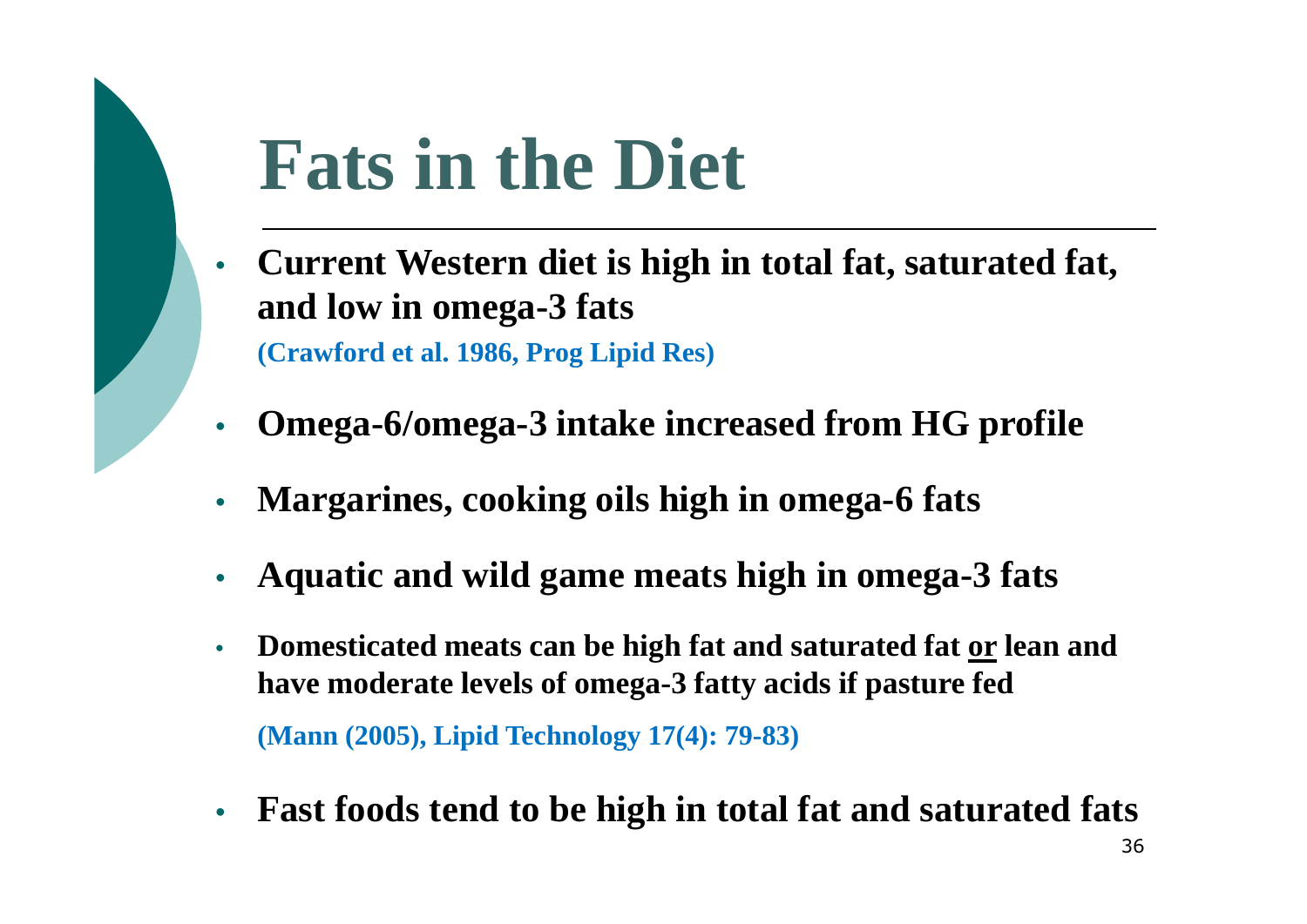# Fats in the Diet

- **Current Western diet is high in total fat, saturated fat, and low in omega-3 fats**
  **(Crawford et al. 1986, Prog Lipid Res)**
- **Omega-6/omega-3 intake increased from HG profile**
- **Margarines, cooking oils high in omega-6 fats**
- **Aquatic and wild game meats high in omega-3 fats**
- **Domesticated meats can be high fat and saturated fat <u>or</u> lean and have moderate levels of omega-3 fatty acids if pasture fed**
  **(Mann (2005), Lipid Technology 17(4): 79-83)**
- **Fast foods tend to be high in total fat and saturated fats**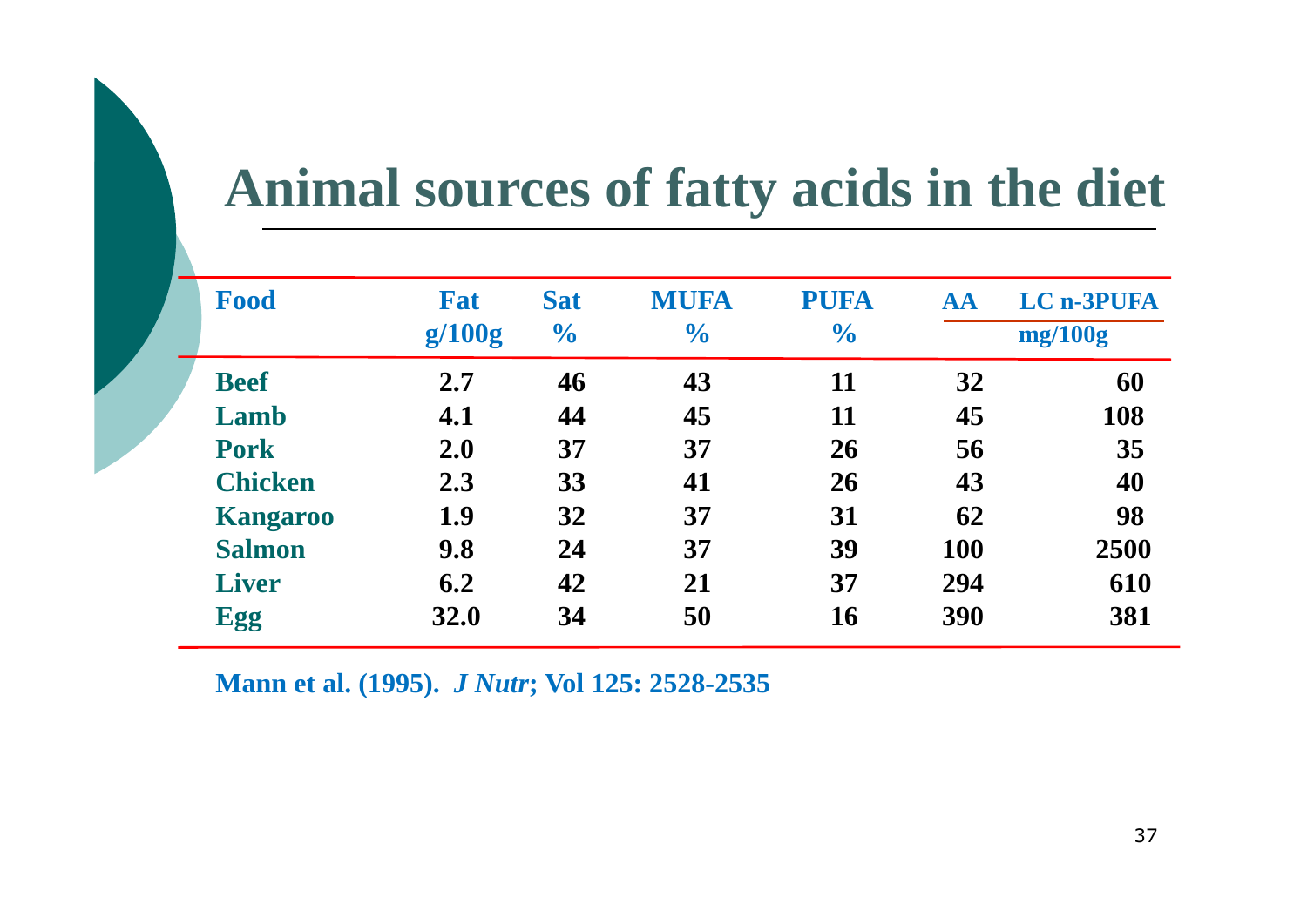# Animal sources of fatty acids in the diet

| Food | Fat g/100g | Sat % | MUFA % | PUFA % | AA mg/100g | LC n-3PUFA mg/100g |
|---|---|---|---|---|---|---|
| Beef | 2.7 | 46 | 43 | 11 | 32 | 60 |
| Lamb | 4.1 | 44 | 45 | 11 | 45 | 108 |
| Pork | 2.0 | 37 | 37 | 26 | 56 | 35 |
| Chicken | 2.3 | 33 | 41 | 26 | 43 | 40 |
| Kangaroo | 1.9 | 32 | 37 | 31 | 62 | 98 |
| Salmon | 9.8 | 24 | 37 | 39 | 100 | 2500 |
| Liver | 6.2 | 42 | 21 | 37 | 294 | 610 |
| Egg | 32.0 | 34 | 50 | 16 | 390 | 381 |

**Mann et al. (1995).** ***J Nutr*****; Vol 125: 2528-2535**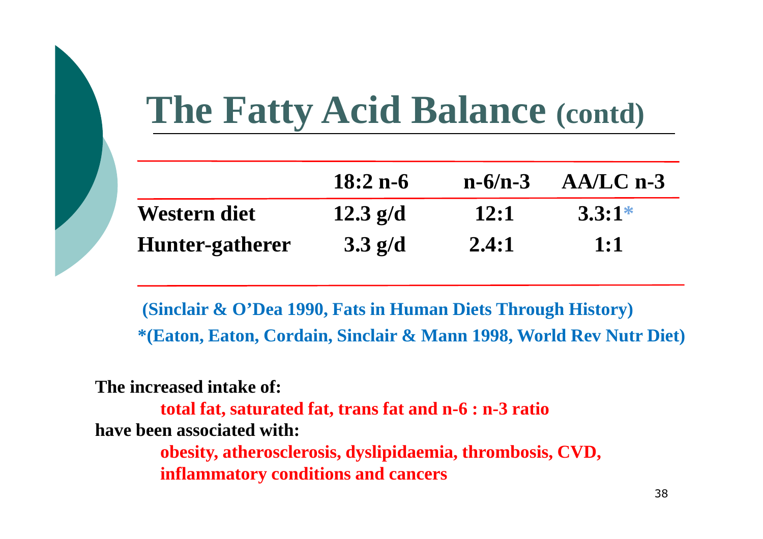# The Fatty Acid Balance (contd)

| | 18:2 n-6 | n-6/n-3 | AA/LC n-3 |
|---|---|---|---|
| **Western diet** | 12.3 g/d | 12:1 | 3.3:1* |
| **Hunter-gatherer** | 3.3 g/d | 2.4:1 | 1:1 |

**(Sinclair & O'Dea 1990, Fats in Human Diets Through History)**
**\*(Eaton, Eaton, Cordain, Sinclair & Mann 1998, World Rev Nutr Diet)**

**The increased intake of:**

**total fat, saturated fat, trans fat and n-6 : n-3 ratio**

**have been associated with:**

**obesity, atherosclerosis, dyslipidaemia, thrombosis, CVD, inflammatory conditions and cancers**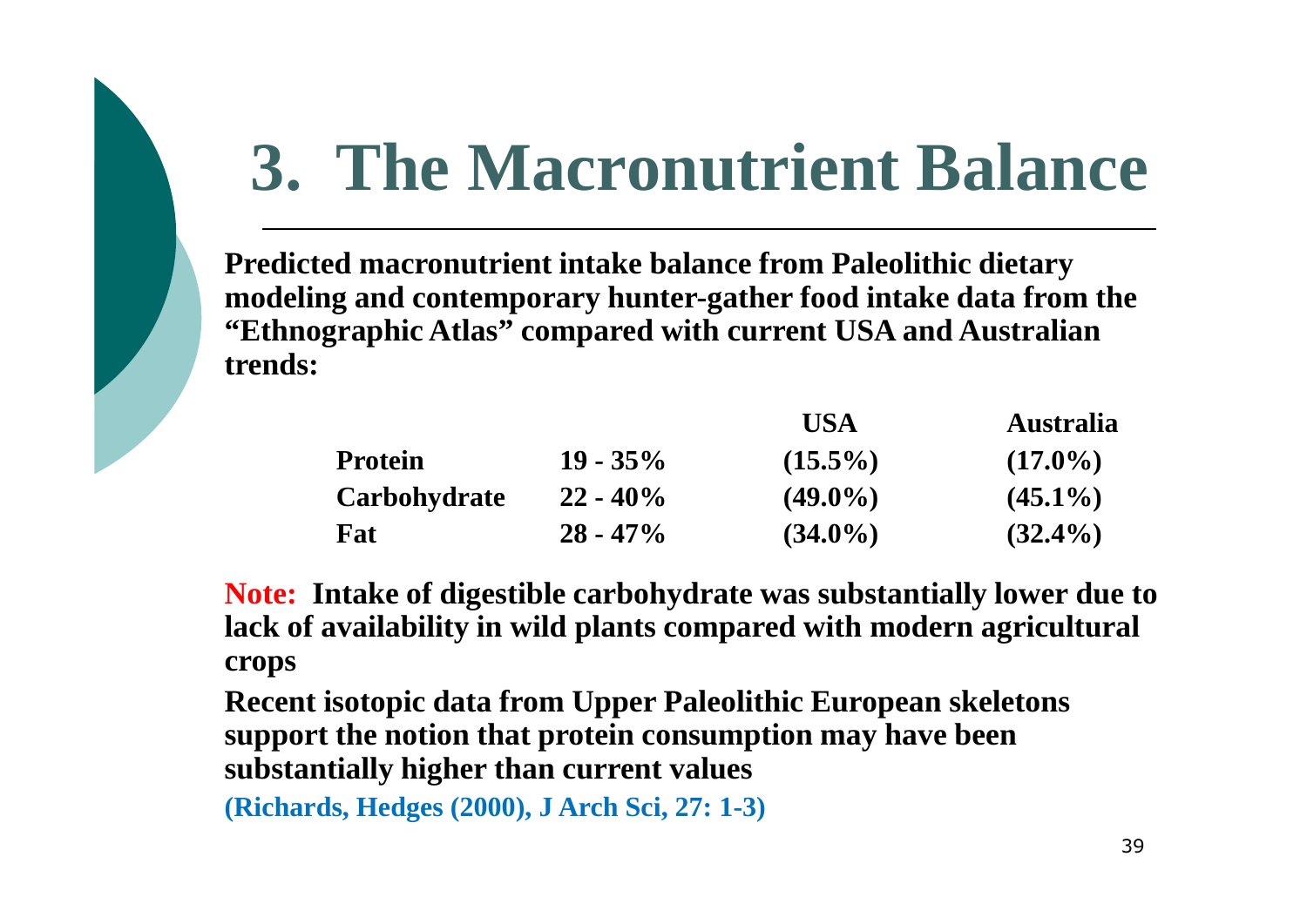# 3. The Macronutrient Balance

**Predicted macronutrient intake balance from Paleolithic dietary modeling and contemporary hunter-gather food intake data from the "Ethnographic Atlas" compared with current USA and Australian trends:**

| | | USA | Australia |
|---|---|---|---|
| **Protein** | **19 - 35%** | **(15.5%)** | **(17.0%)** |
| **Carbohydrate** | **22 - 40%** | **(49.0%)** | **(45.1%)** |
| **Fat** | **28 - 47%** | **(34.0%)** | **(32.4%)** |

**Note: Intake of digestible carbohydrate was substantially lower due to lack of availability in wild plants compared with modern agricultural crops**

**Recent isotopic data from Upper Paleolithic European skeletons support the notion that protein consumption may have been substantially higher than current values**

**(Richards, Hedges (2000), J Arch Sci, 27: 1-3)**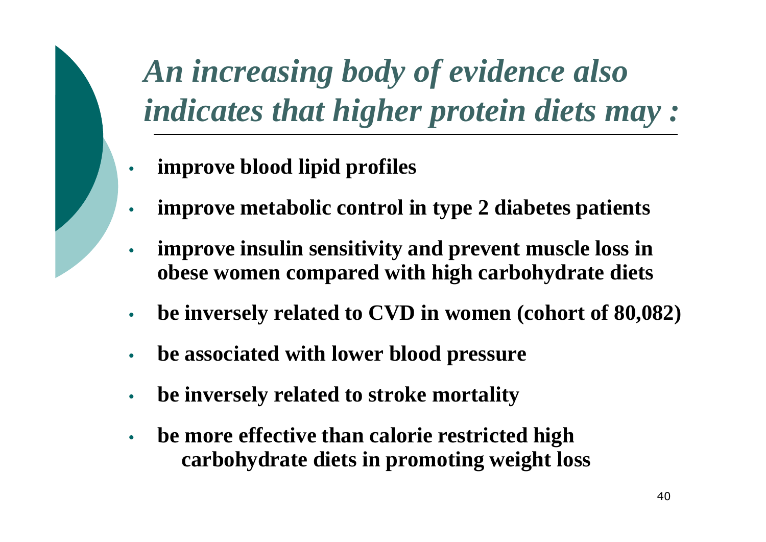# *An increasing body of evidence also indicates that higher protein diets may :*

- **improve blood lipid profiles**
- **improve metabolic control in type 2 diabetes patients**
- **improve insulin sensitivity and prevent muscle loss in obese women compared with high carbohydrate diets**
- **be inversely related to CVD in women (cohort of 80,082)**
- **be associated with lower blood pressure**
- **be inversely related to stroke mortality**
- **be more effective than calorie restricted high carbohydrate diets in promoting weight loss**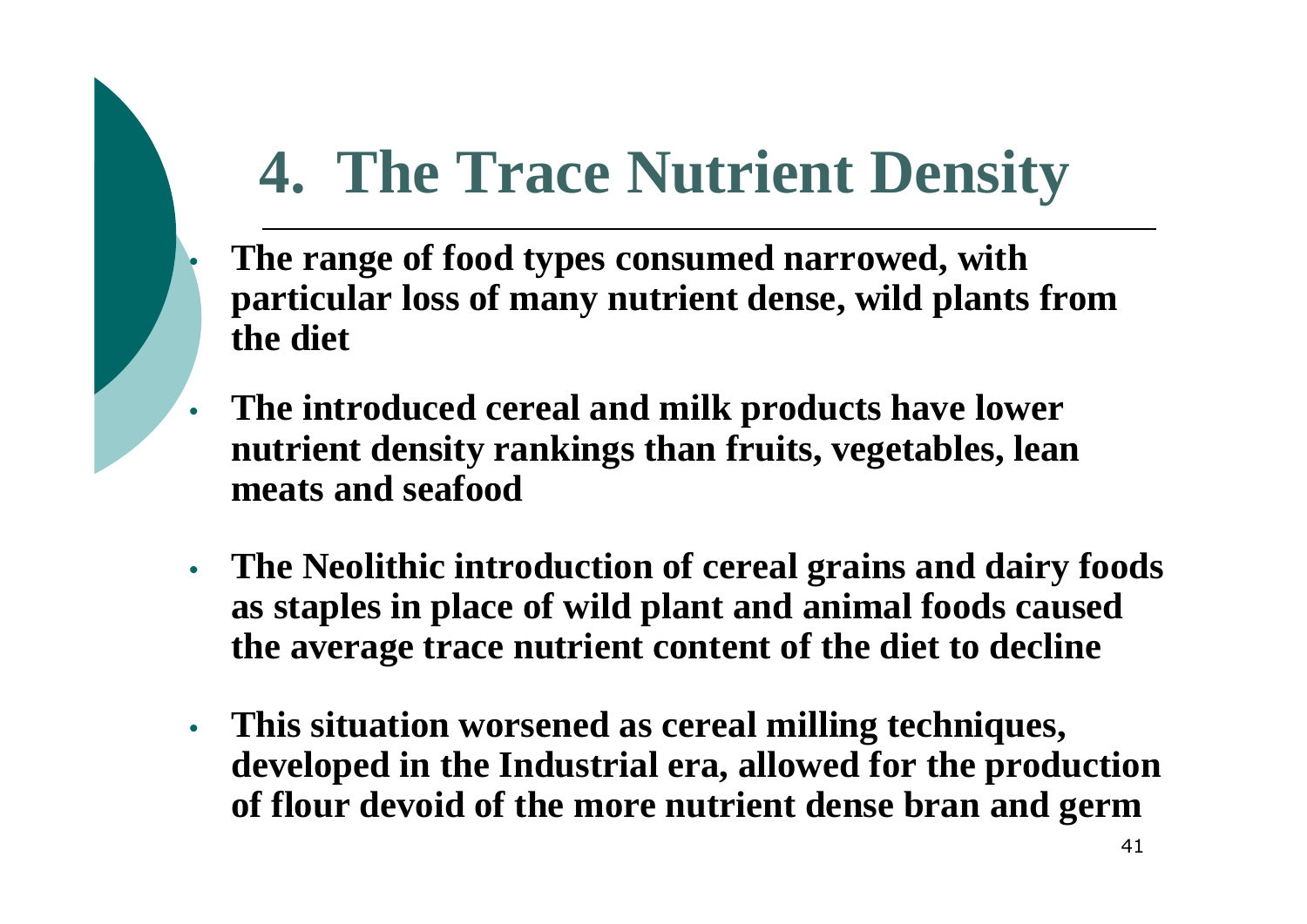# 4. The Trace Nutrient Density

- **The range of food types consumed narrowed, with particular loss of many nutrient dense, wild plants from the diet**
- **The introduced cereal and milk products have lower nutrient density rankings than fruits, vegetables, lean meats and seafood**
- **The Neolithic introduction of cereal grains and dairy foods as staples in place of wild plant and animal foods caused the average trace nutrient content of the diet to decline**
- **This situation worsened as cereal milling techniques, developed in the Industrial era, allowed for the production of flour devoid of the more nutrient dense bran and germ**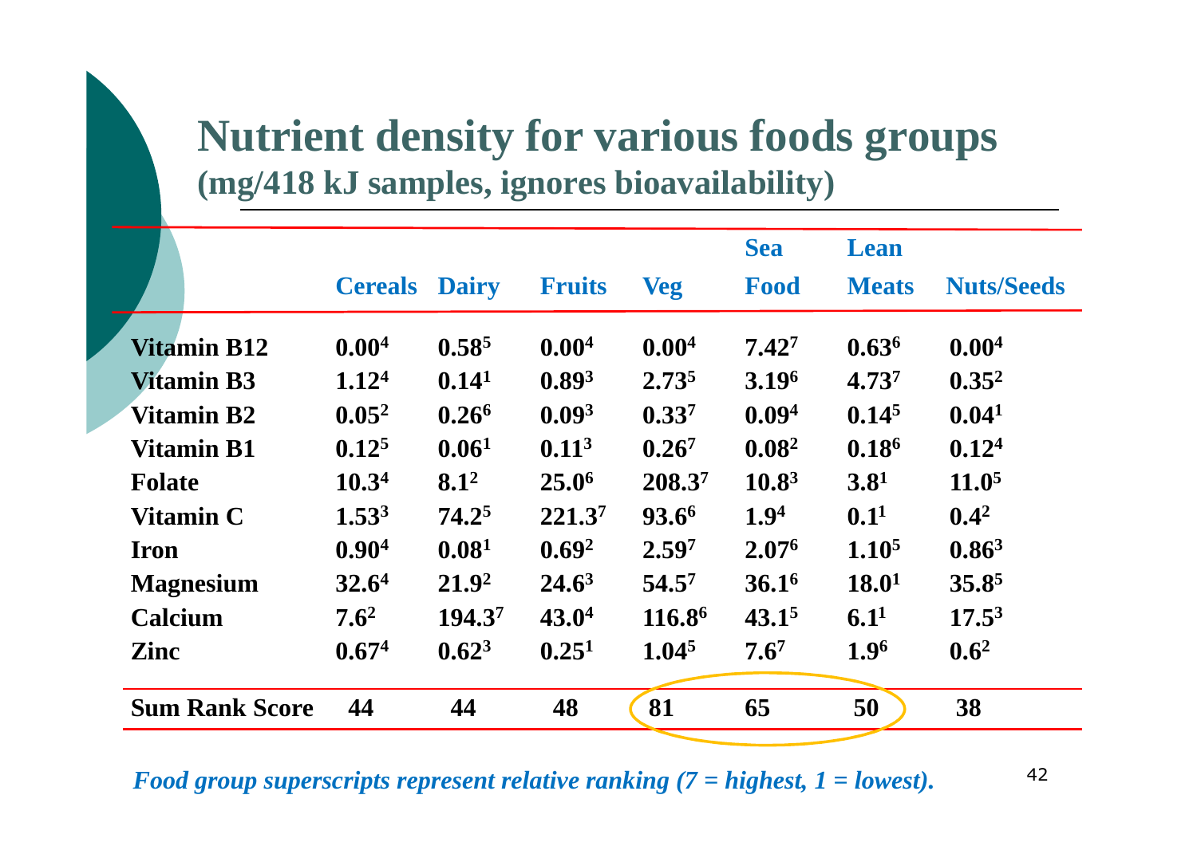# Nutrient density for various foods groups

## (mg/418 kJ samples, ignores bioavailability)

| | Cereals | Dairy | Fruits | Veg | Sea Food | Lean Meats | Nuts/Seeds |
|---|---|---|---|---|---|---|---|
| **Vitamin B12** | $0.00^{4}$ | $0.58^{5}$ | $0.00^{4}$ | $0.00^{4}$ | $7.42^{7}$ | $0.63^{6}$ | $0.00^{4}$ |
| **Vitamin B3** | $1.12^{4}$ | $0.14^{1}$ | $0.89^{3}$ | $2.73^{5}$ | $3.19^{6}$ | $4.73^{7}$ | $0.35^{2}$ |
| **Vitamin B2** | $0.05^{2}$ | $0.26^{6}$ | $0.09^{3}$ | $0.33^{7}$ | $0.09^{4}$ | $0.14^{5}$ | $0.04^{1}$ |
| **Vitamin B1** | $0.12^{5}$ | $0.06^{1}$ | $0.11^{3}$ | $0.26^{7}$ | $0.08^{2}$ | $0.18^{6}$ | $0.12^{4}$ |
| **Folate** | $10.3^{4}$ | $8.1^{2}$ | $25.0^{6}$ | $208.3^{7}$ | $10.8^{3}$ | $3.8^{1}$ | $11.0^{5}$ |
| **Vitamin C** | $1.53^{3}$ | $74.2^{5}$ | $221.3^{7}$ | $93.6^{6}$ | $1.9^{4}$ | $0.1^{1}$ | $0.4^{2}$ |
| **Iron** | $0.90^{4}$ | $0.08^{1}$ | $0.69^{2}$ | $2.59^{7}$ | $2.07^{6}$ | $1.10^{5}$ | $0.86^{3}$ |
| **Magnesium** | $32.6^{4}$ | $21.9^{2}$ | $24.6^{3}$ | $54.5^{7}$ | $36.1^{6}$ | $18.0^{1}$ | $35.8^{5}$ |
| **Calcium** | $7.6^{2}$ | $194.3^{7}$ | $43.0^{4}$ | $116.8^{6}$ | $43.1^{5}$ | $6.1^{1}$ | $17.5^{3}$ |
| **Zinc** | $0.67^{4}$ | $0.62^{3}$ | $0.25^{1}$ | $1.04^{5}$ | $7.6^{7}$ | $1.9^{6}$ | $0.6^{2}$ |
| **Sum Rank Score** | **44** | **44** | **48** | **81** | **65** | **50** | **38** |

*Food group superscripts represent relative ranking (7 = highest, 1 = lowest).*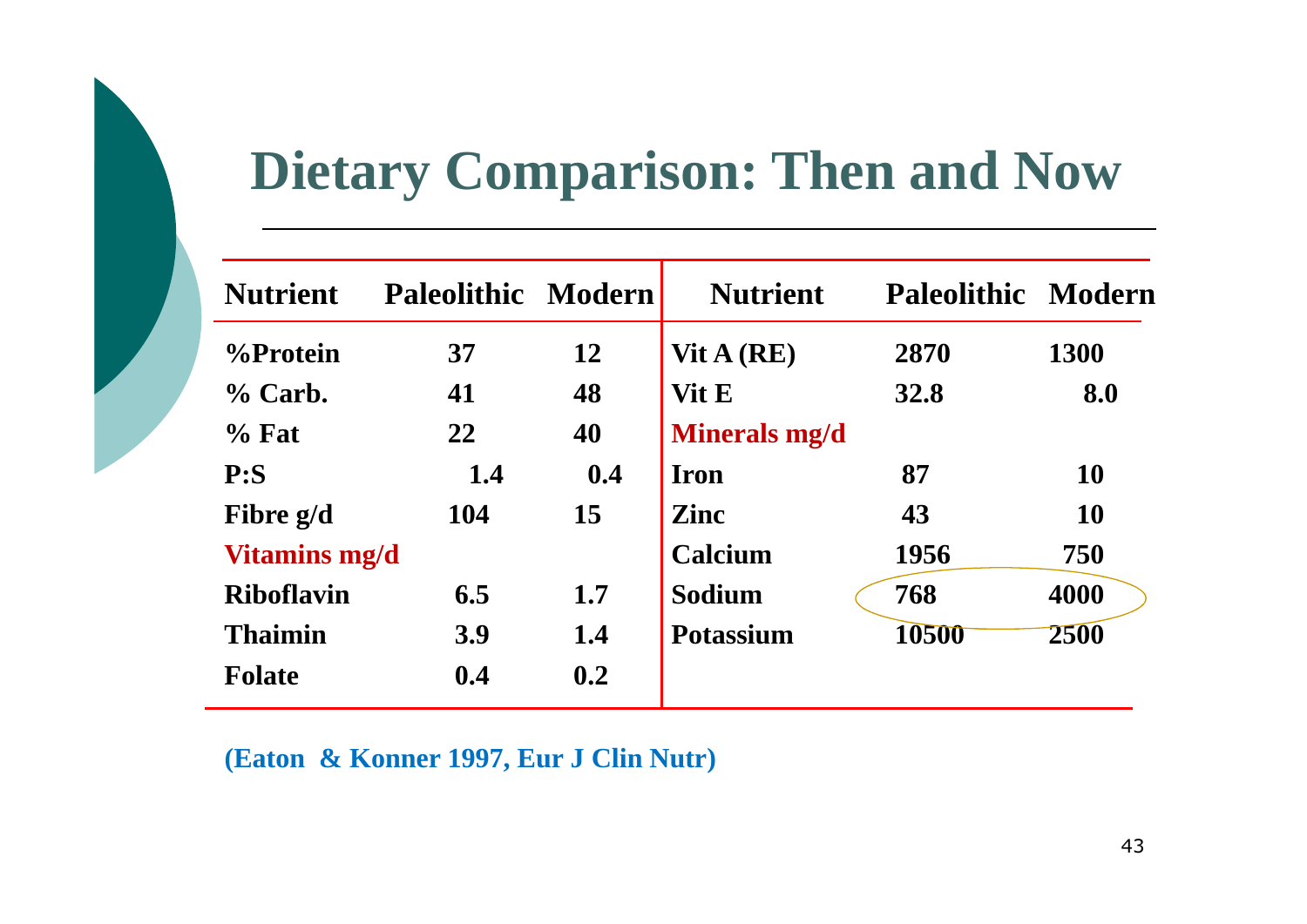# Dietary Comparison: Then and Now

| Nutrient | Paleolithic | Modern | Nutrient | Paleolithic | Modern |
|---|---|---|---|---|---|
| %Protein | 37 | 12 | Vit A (RE) | 2870 | 1300 |
| % Carb. | 41 | 48 | Vit E | 32.8 | 8.0 |
| % Fat | 22 | 40 | **Minerals mg/d** | | |
| P:S | 1.4 | 0.4 | Iron | 87 | 10 |
| Fibre g/d | 104 | 15 | Zinc | 43 | 10 |
| **Vitamins mg/d** | | | Calcium | 1956 | 750 |
| Riboflavin | 6.5 | 1.7 | Sodium | 768 | 4000 |
| Thaimin | 3.9 | 1.4 | Potassium | 10500 | 2500 |
| Folate | 0.4 | 0.2 | | | |

(Eaton & Konner 1997, Eur J Clin Nutr)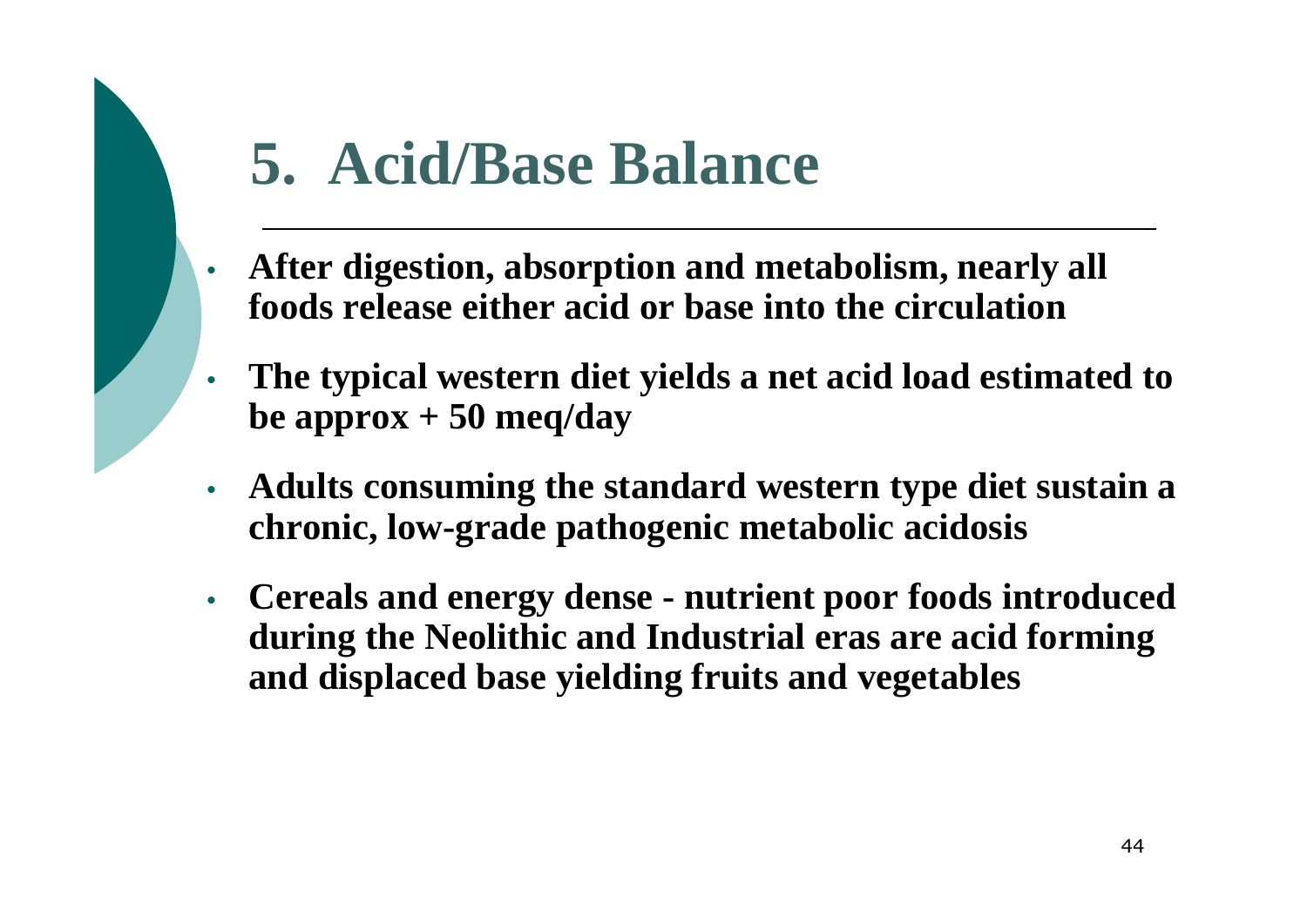# 5. Acid/Base Balance

- **After digestion, absorption and metabolism, nearly all foods release either acid or base into the circulation**
- **The typical western diet yields a net acid load estimated to be approx + 50 meq/day**
- **Adults consuming the standard western type diet sustain a chronic, low-grade pathogenic metabolic acidosis**
- **Cereals and energy dense - nutrient poor foods introduced during the Neolithic and Industrial eras are acid forming and displaced base yielding fruits and vegetables**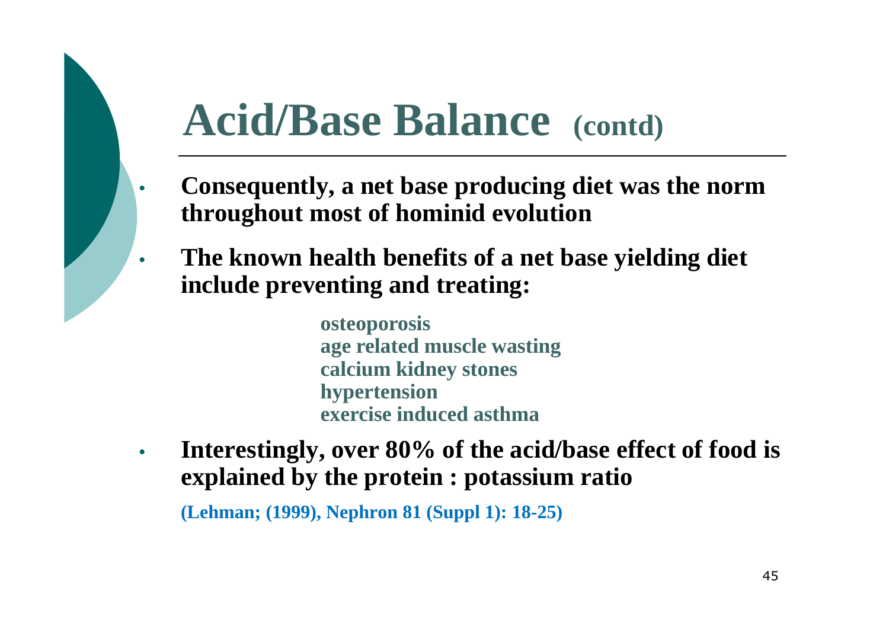# Acid/Base Balance (contd)

- **Consequently, a net base producing diet was the norm throughout most of hominid evolution**
- **The known health benefits of a net base yielding diet include preventing and treating:**

  **osteoporosis**
  **age related muscle wasting**
  **calcium kidney stones**
  **hypertension**
  **exercise induced asthma**

- **Interestingly, over 80% of the acid/base effect of food is explained by the protein : potassium ratio**

**(Lehman; (1999), Nephron 81 (Suppl 1): 18-25)**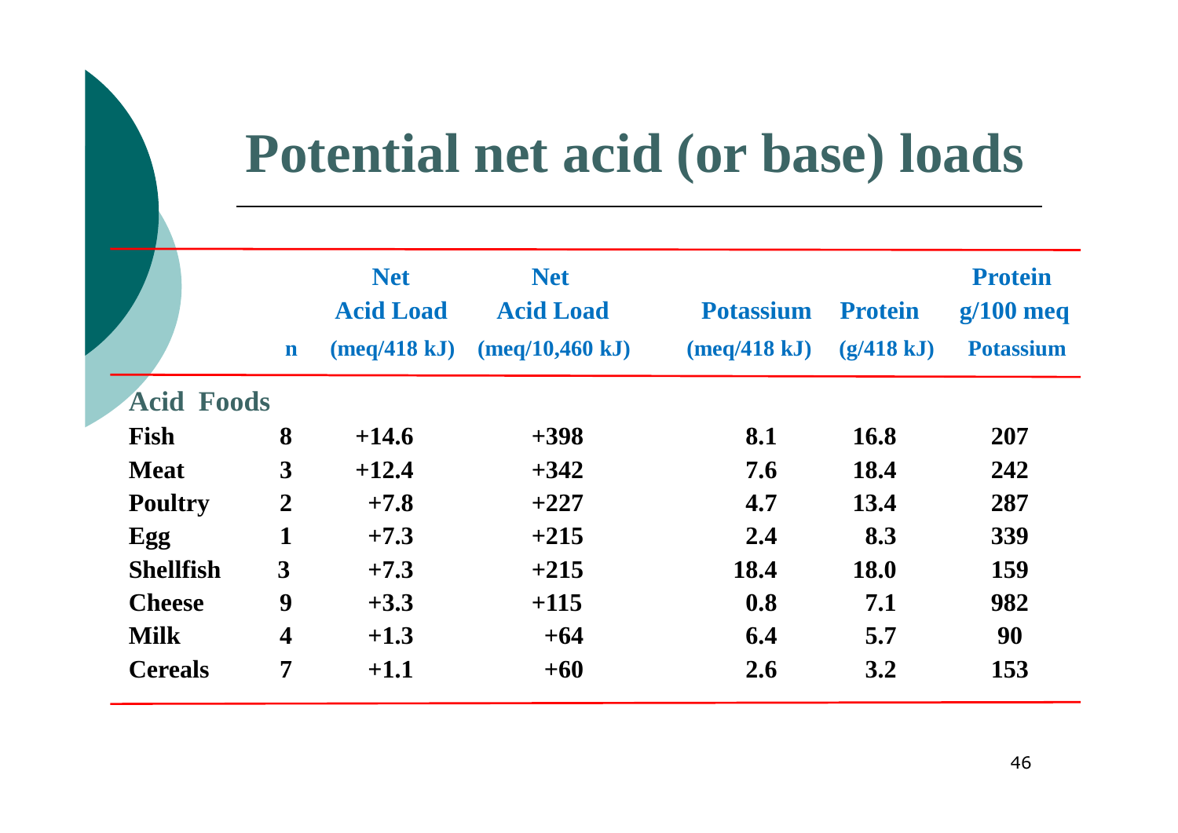# Potential net acid (or base) loads

| | n | Net Acid Load (meq/418 kJ) | Net Acid Load (meq/10,460 kJ) | Potassium (meq/418 kJ) | Protein (g/418 kJ) | Protein g/100 meq Potassium |
|---|---|---|---|---|---|---|
| **Acid Foods** | | | | | | |
| Fish | 8 | +14.6 | +398 | 8.1 | 16.8 | 207 |
| Meat | 3 | +12.4 | +342 | 7.6 | 18.4 | 242 |
| Poultry | 2 | +7.8 | +227 | 4.7 | 13.4 | 287 |
| Egg | 1 | +7.3 | +215 | 2.4 | 8.3 | 339 |
| Shellfish | 3 | +7.3 | +215 | 18.4 | 18.0 | 159 |
| Cheese | 9 | +3.3 | +115 | 0.8 | 7.1 | 982 |
| Milk | 4 | +1.3 | +64 | 6.4 | 5.7 | 90 |
| Cereals | 7 | +1.1 | +60 | 2.6 | 3.2 | 153 |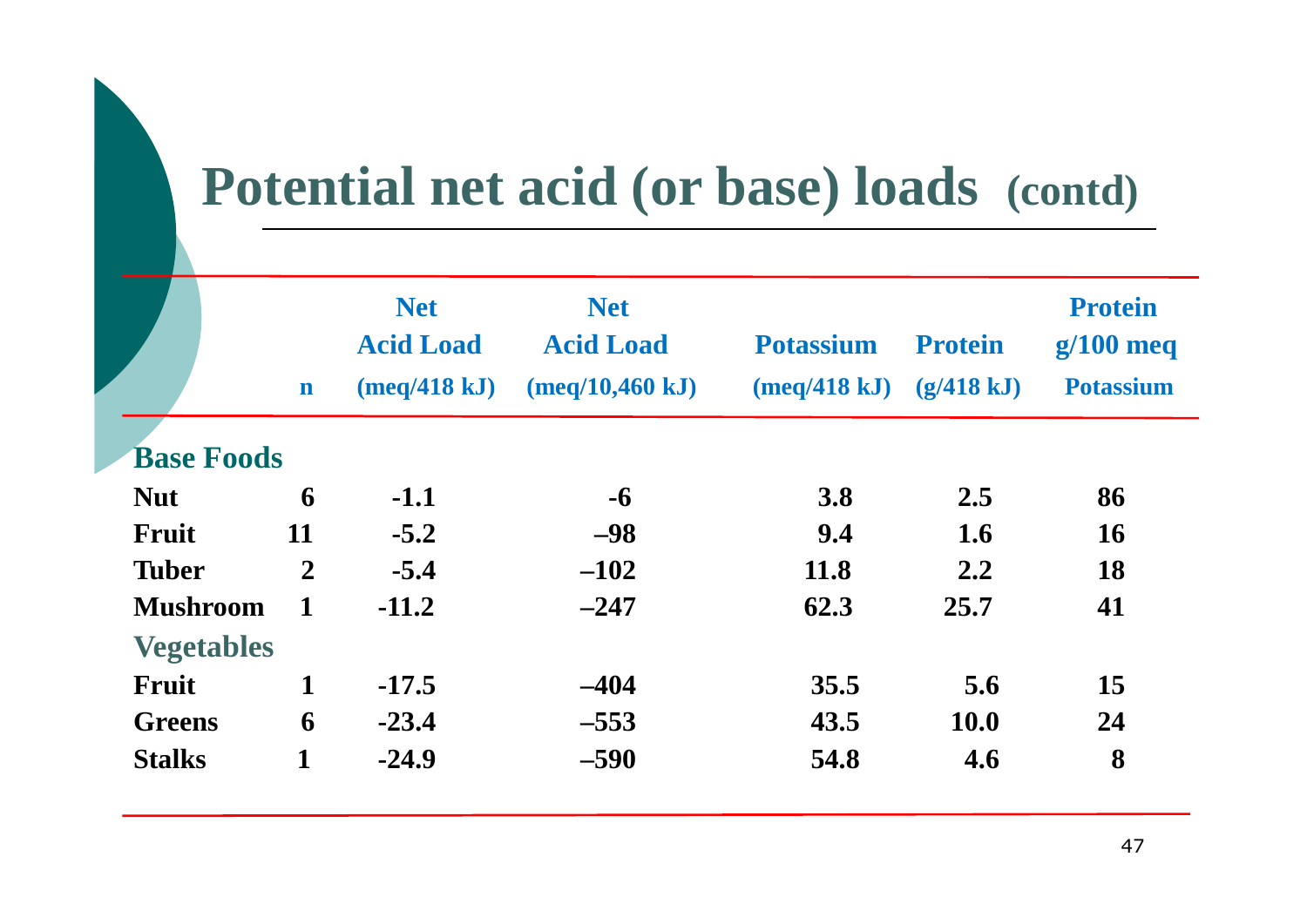# Potential net acid (or base) loads (contd)

| | n | Net Acid Load (meq/418 kJ) | Net Acid Load (meq/10,460 kJ) | Potassium (meq/418 kJ) | Protein (g/418 kJ) | Protein g/100 meq Potassium |
|---|---|---|---|---|---|---|
| **Base Foods** | | | | | | |
| Nut | 6 | -1.1 | -6 | 3.8 | 2.5 | 86 |
| Fruit | 11 | -5.2 | –98 | 9.4 | 1.6 | 16 |
| Tuber | 2 | -5.4 | –102 | 11.8 | 2.2 | 18 |
| Mushroom | 1 | -11.2 | –247 | 62.3 | 25.7 | 41 |
| **Vegetables** | | | | | | |
| Fruit | 1 | -17.5 | –404 | 35.5 | 5.6 | 15 |
| Greens | 6 | -23.4 | –553 | 43.5 | 10.0 | 24 |
| Stalks | 1 | -24.9 | –590 | 54.8 | 4.6 | 8 |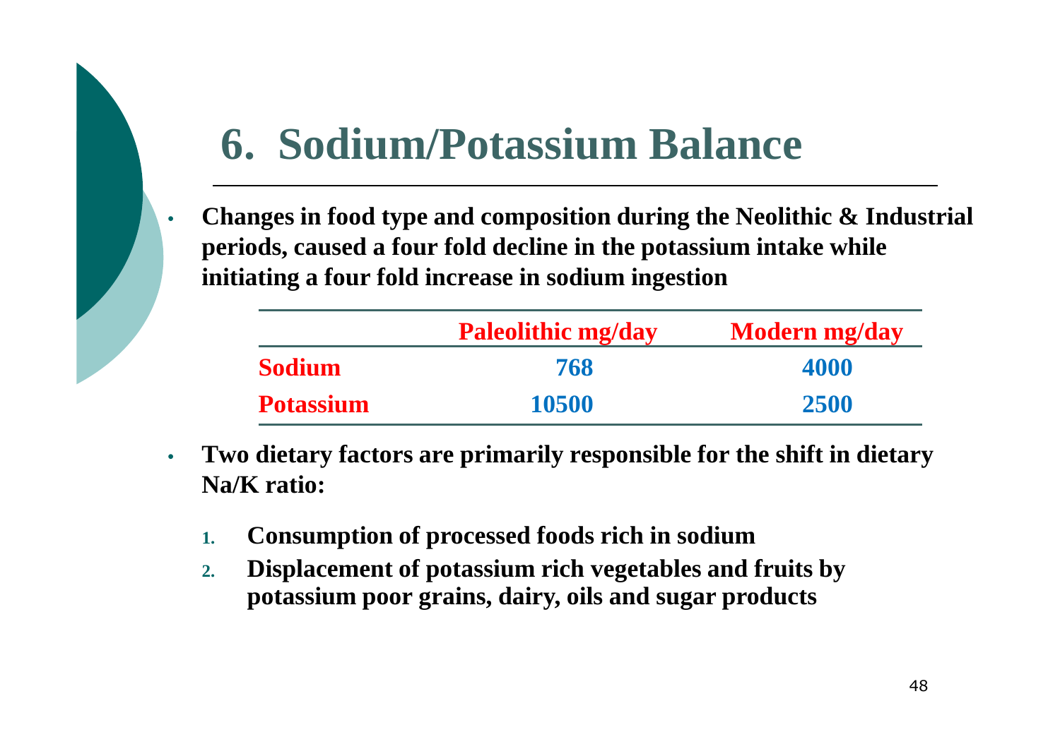# 6. Sodium/Potassium Balance

- **Changes in food type and composition during the Neolithic & Industrial periods, caused a four fold decline in the potassium intake while initiating a four fold increase in sodium ingestion**

| | Paleolithic mg/day | Modern mg/day |
|---|---|---|
| **Sodium** | **768** | **4000** |
| **Potassium** | **10500** | **2500** |

- **Two dietary factors are primarily responsible for the shift in dietary Na/K ratio:**
  1. **Consumption of processed foods rich in sodium**
  2. **Displacement of potassium rich vegetables and fruits by potassium poor grains, dairy, oils and sugar products**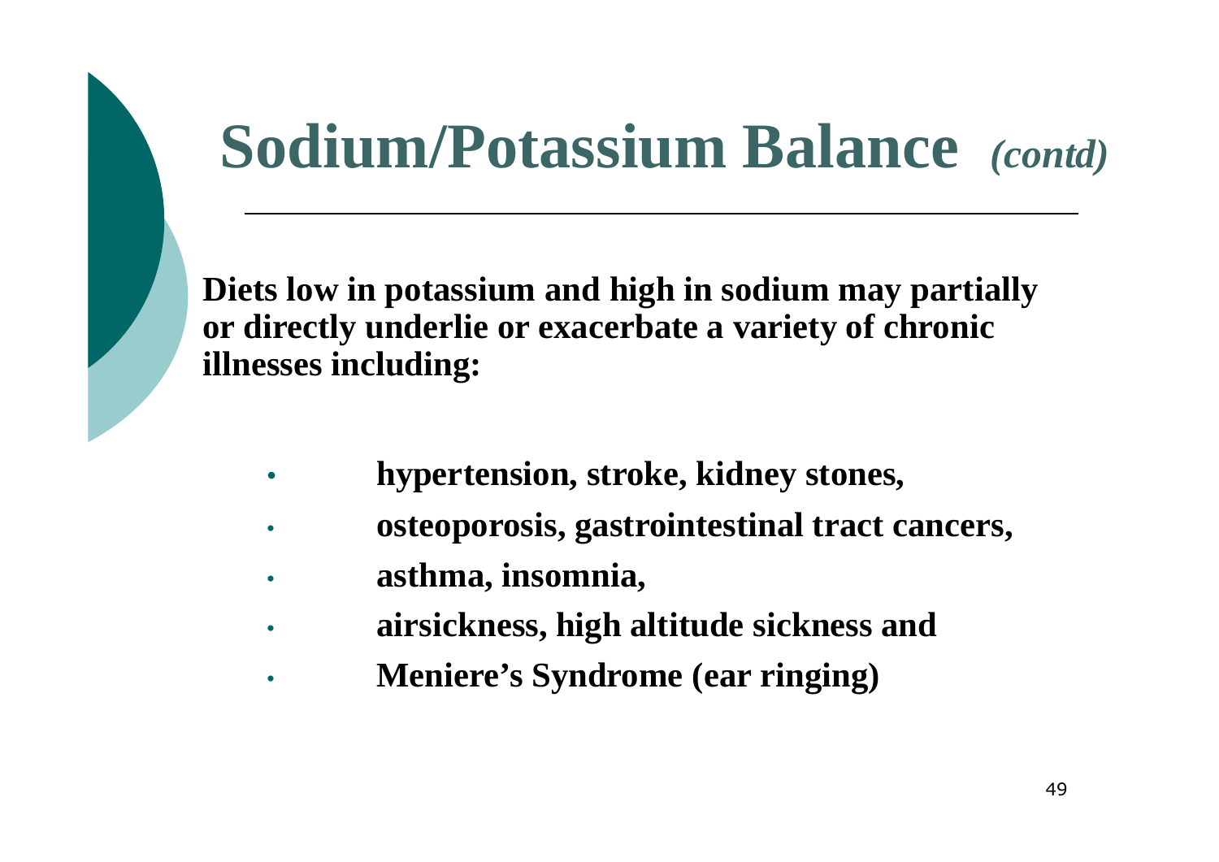# Sodium/Potassium Balance *(contd)*

**Diets low in potassium and high in sodium may partially or directly underlie or exacerbate a variety of chronic illnesses including:**

- **hypertension, stroke, kidney stones,**
- **osteoporosis, gastrointestinal tract cancers,**
- **asthma, insomnia,**
- **airsickness, high altitude sickness and**
- **Meniere's Syndrome (ear ringing)**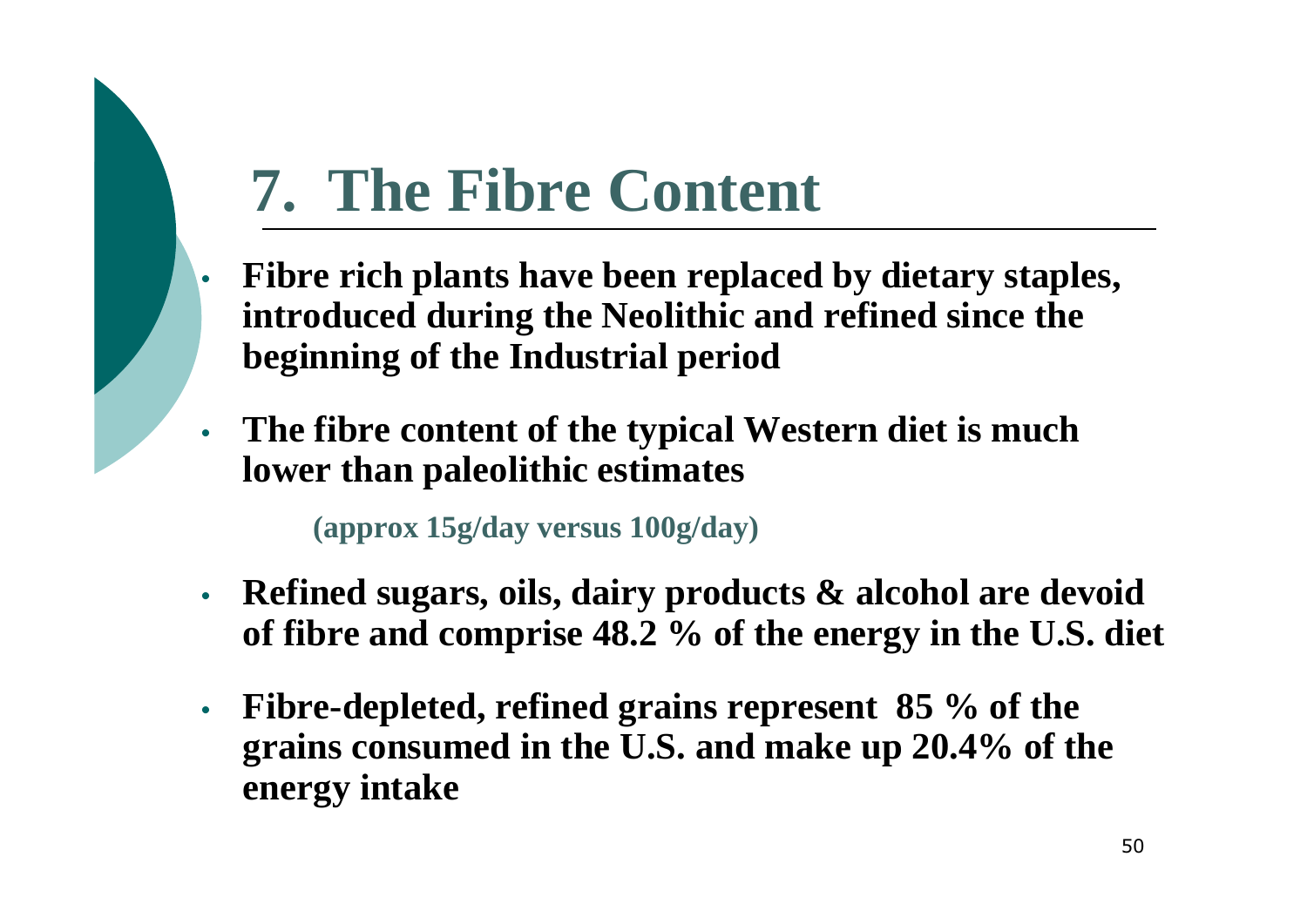# 7. The Fibre Content

- **Fibre rich plants have been replaced by dietary staples, introduced during the Neolithic and refined since the beginning of the Industrial period**
- **The fibre content of the typical Western diet is much lower than paleolithic estimates**

  **(approx 15g/day versus 100g/day)**

- **Refined sugars, oils, dairy products & alcohol are devoid of fibre and comprise 48.2 % of the energy in the U.S. diet**
- **Fibre-depleted, refined grains represent 85 % of the grains consumed in the U.S. and make up 20.4% of the energy intake**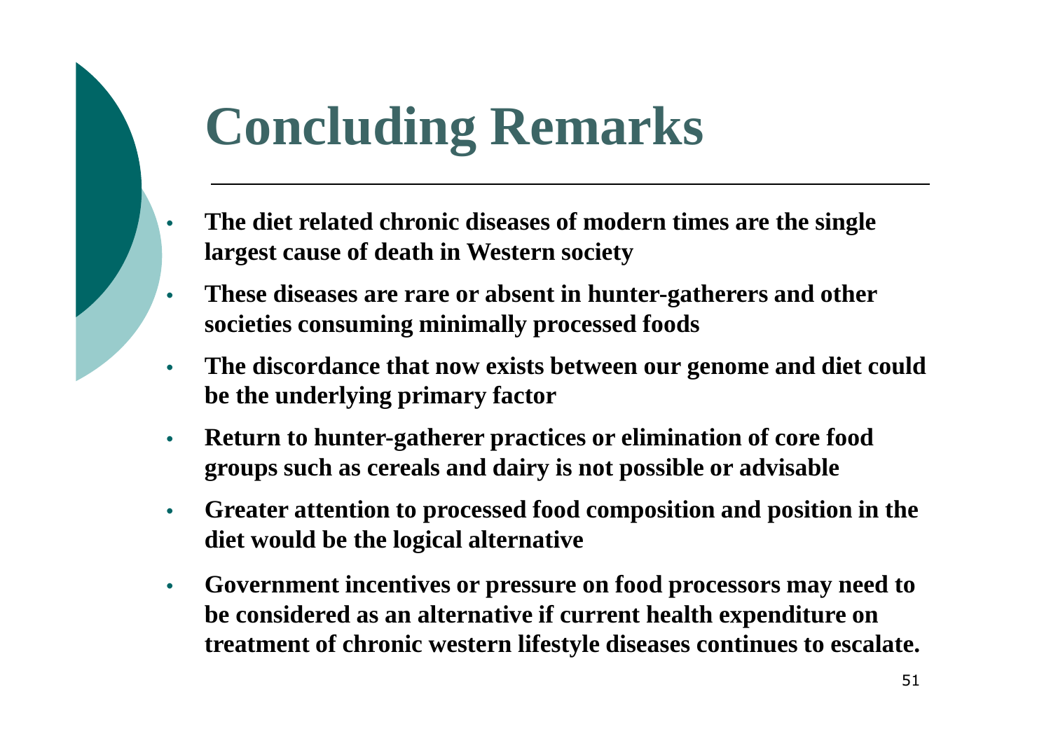# Concluding Remarks

- **The diet related chronic diseases of modern times are the single largest cause of death in Western society**
- **These diseases are rare or absent in hunter-gatherers and other societies consuming minimally processed foods**
- **The discordance that now exists between our genome and diet could be the underlying primary factor**
- **Return to hunter-gatherer practices or elimination of core food groups such as cereals and dairy is not possible or advisable**
- **Greater attention to processed food composition and position in the diet would be the logical alternative**
- **Government incentives or pressure on food processors may need to be considered as an alternative if current health expenditure on treatment of chronic western lifestyle diseases continues to escalate.**